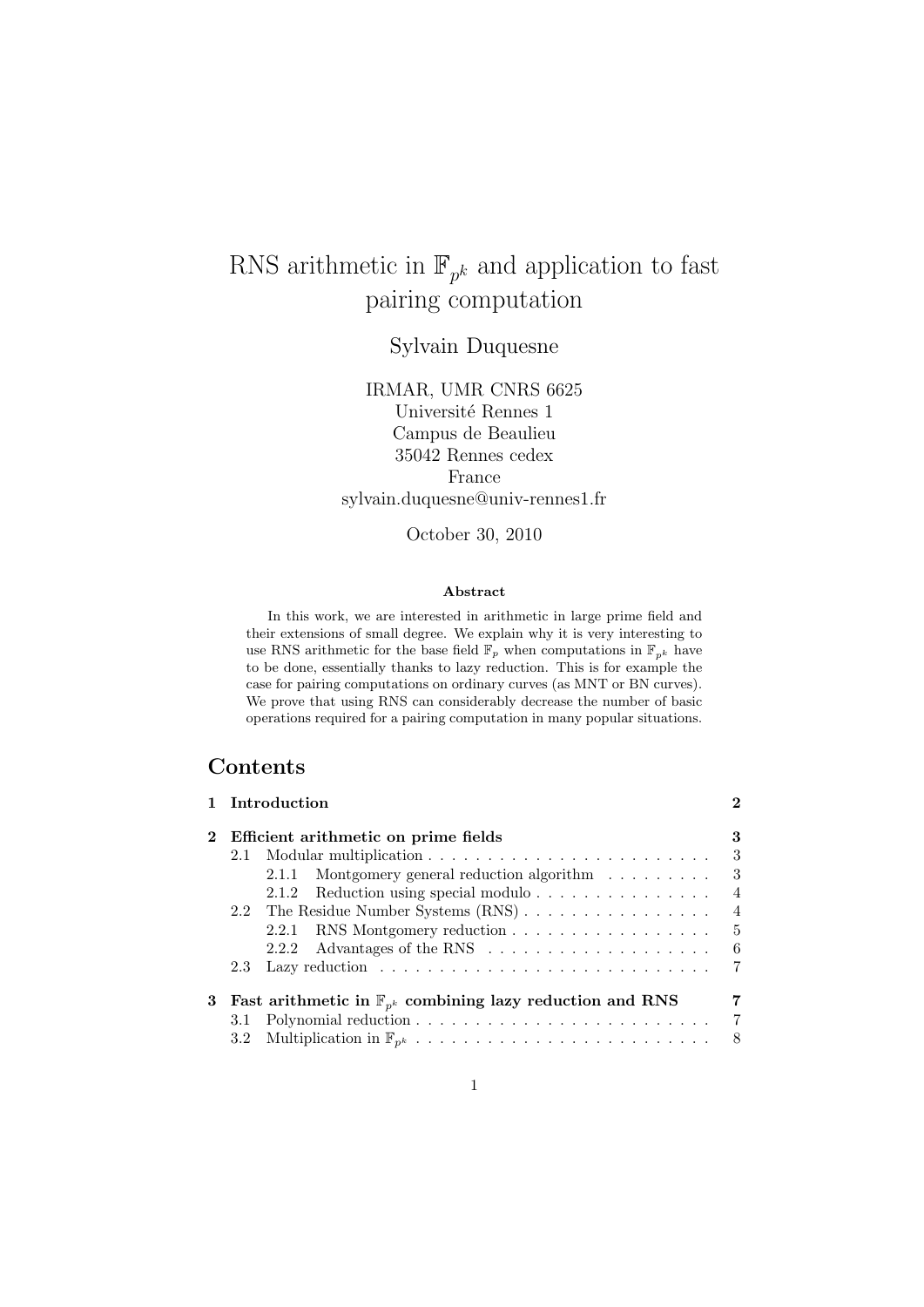# RNS arithmetic in $\mathbb{F}_{p^k}$ and application to fast pairing computation

Sylvain Duquesne

IRMAR, UMR CNRS 6625
Université Rennes 1
Campus de Beaulieu
35042 Rennes cedex
France
sylvain.duquesne@univ-rennes1.fr

October 30, 2010

**Abstract**

In this work, we are interested in arithmetic in large prime field and their extensions of small degree. We explain why it is very interesting to use RNS arithmetic for the base field $\mathbb{F}_p$ when computations in $\mathbb{F}_{p^k}$ have to be done, essentially thanks to lazy reduction. This is for example the case for pairing computations on ordinary curves (as MNT or BN curves). We prove that using RNS can considerably decrease the number of basic operations required for a pairing computation in many popular situations.

## Contents

| | | |
|---|---|---|
| **1** | **Introduction** | **2** |
| **2** | **Efficient arithmetic on prime fields** | **3** |
| 2.1 | Modular multiplication | 3 |
| 2.1.1 | Montgomery general reduction algorithm | 3 |
| 2.1.2 | Reduction using special modulo | 4 |
| 2.2 | The Residue Number Systems (RNS) | 4 |
| 2.2.1 | RNS Montgomery reduction | 5 |
| 2.2.2 | Advantages of the RNS | 6 |
| 2.3 | Lazy reduction | 7 |
| **3** | **Fast arithmetic in $\mathbb{F}_{p^k}$ combining lazy reduction and RNS** | **7** |
| 3.1 | Polynomial reduction | 7 |
| 3.2 | Multiplication in $\mathbb{F}_{p^k}$ | 8 |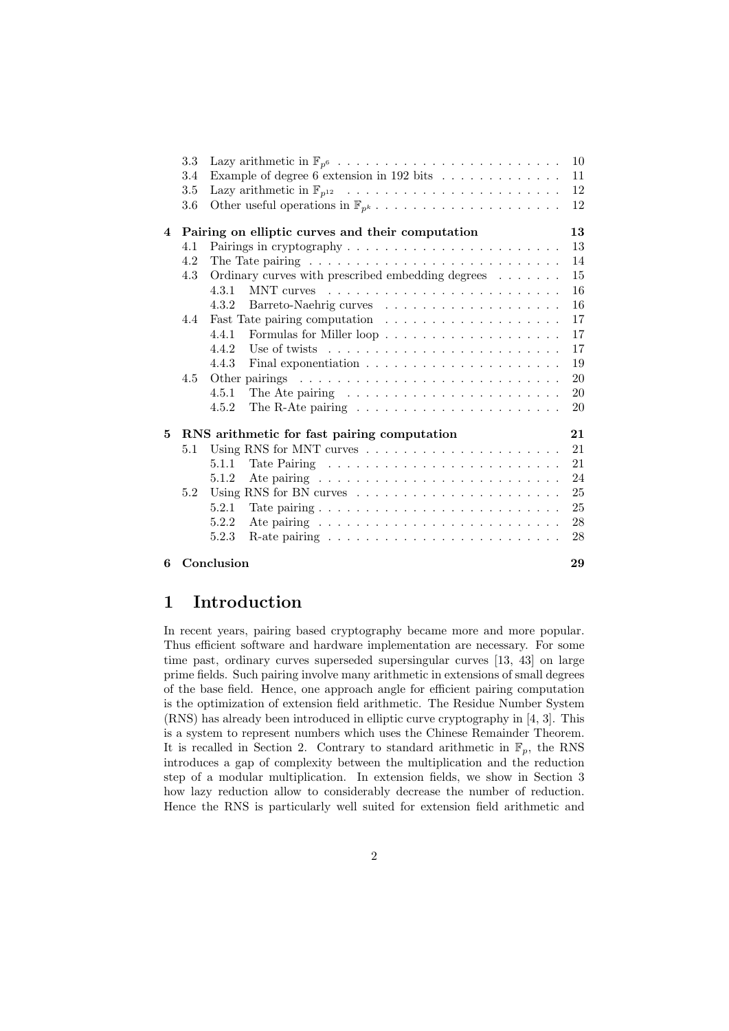| | | |
|---|---|---|
| 3.3 | Lazy arithmetic in $\mathbb{F}_{p^6}$ | 10 |
| 3.4 | Example of degree 6 extension in 192 bits | 11 |
| 3.5 | Lazy arithmetic in $\mathbb{F}_{p^{12}}$ | 12 |
| 3.6 | Other useful operations in $\mathbb{F}_{p^k}$ | 12 |
| **4** | **Pairing on elliptic curves and their computation** | **13** |
| 4.1 | Pairings in cryptography | 13 |
| 4.2 | The Tate pairing | 14 |
| 4.3 | Ordinary curves with prescribed embedding degrees | 15 |
| 4.3.1 | MNT curves | 16 |
| 4.3.2 | Barreto-Naehrig curves | 16 |
| 4.4 | Fast Tate pairing computation | 17 |
| 4.4.1 | Formulas for Miller loop | 17 |
| 4.4.2 | Use of twists | 17 |
| 4.4.3 | Final exponentiation | 19 |
| 4.5 | Other pairings | 20 |
| 4.5.1 | The Ate pairing | 20 |
| 4.5.2 | The R-Ate pairing | 20 |
| **5** | **RNS arithmetic for fast pairing computation** | **21** |
| 5.1 | Using RNS for MNT curves | 21 |
| 5.1.1 | Tate Pairing | 21 |
| 5.1.2 | Ate pairing | 24 |
| 5.2 | Using RNS for BN curves | 25 |
| 5.2.1 | Tate pairing | 25 |
| 5.2.2 | Ate pairing | 28 |
| 5.2.3 | R-ate pairing | 28 |
| **6** | **Conclusion** | **29** |

# 1 Introduction

In recent years, pairing based cryptography became more and more popular. Thus efficient software and hardware implementation are necessary. For some time past, ordinary curves superseded supersingular curves [13, 43] on large prime fields. Such pairing involve many arithmetic in extensions of small degrees of the base field. Hence, one approach angle for efficient pairing computation is the optimization of extension field arithmetic. The Residue Number System (RNS) has already been introduced in elliptic curve cryptography in [4, 3]. This is a system to represent numbers which uses the Chinese Remainder Theorem. It is recalled in Section 2. Contrary to standard arithmetic in $\mathbb{F}_p$, the RNS introduces a gap of complexity between the multiplication and the reduction step of a modular multiplication. In extension fields, we show in Section 3 how lazy reduction allow to considerably decrease the number of reduction. Hence the RNS is particularly well suited for extension field arithmetic and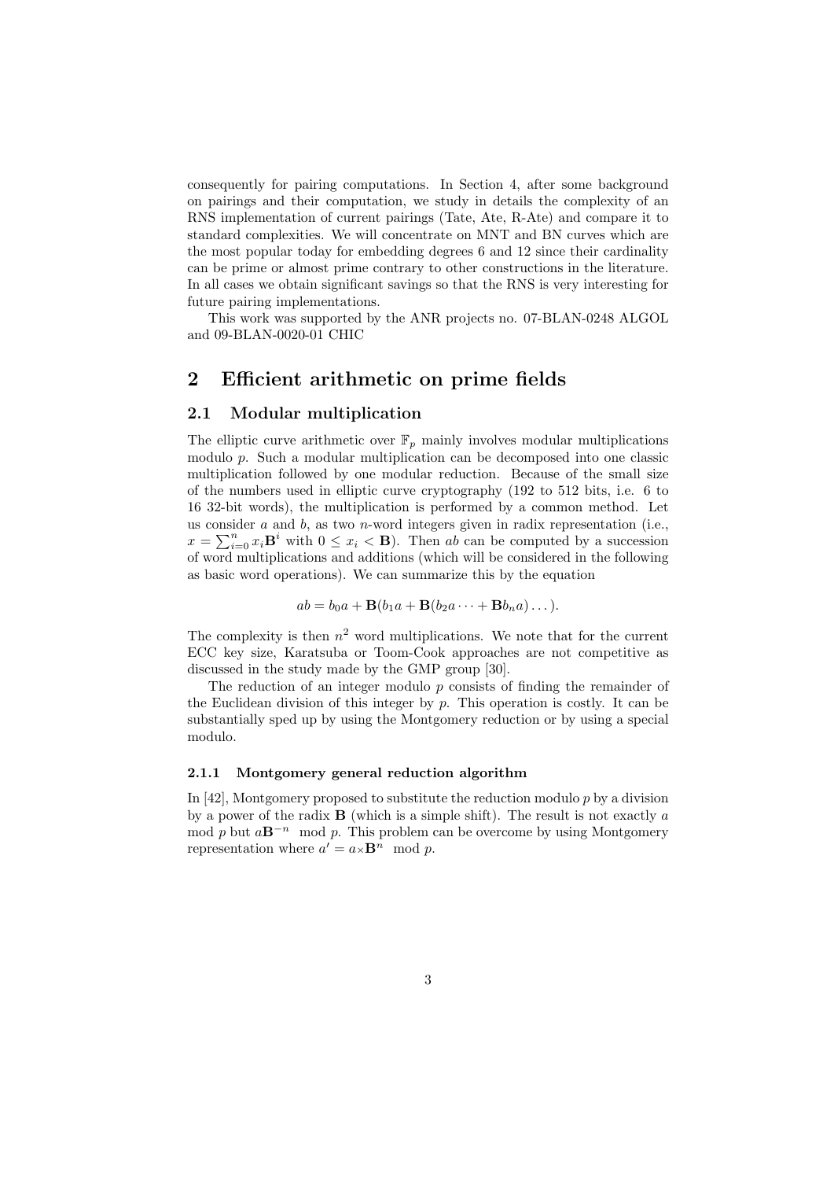consequently for pairing computations. In Section 4, after some background on pairings and their computation, we study in details the complexity of an RNS implementation of current pairings (Tate, Ate, R-Ate) and compare it to standard complexities. We will concentrate on MNT and BN curves which are the most popular today for embedding degrees 6 and 12 since their cardinality can be prime or almost prime contrary to other constructions in the literature. In all cases we obtain significant savings so that the RNS is very interesting for future pairing implementations.

This work was supported by the ANR projects no. 07-BLAN-0248 ALGOL and 09-BLAN-0020-01 CHIC

## 2 Efficient arithmetic on prime fields

### 2.1 Modular multiplication

The elliptic curve arithmetic over $\mathbb{F}_p$ mainly involves modular multiplications modulo $p$. Such a modular multiplication can be decomposed into one classic multiplication followed by one modular reduction. Because of the small size of the numbers used in elliptic curve cryptography (192 to 512 bits, i.e. 6 to 16 32-bit words), the multiplication is performed by a common method. Let us consider $a$ and $b$, as two $n$-word integers given in radix representation (i.e., $x = \sum_{i=0}^{n} x_i \mathbf{B}^i$ with $0 \leq x_i < \mathbf{B}$). Then $ab$ can be computed by a succession of word multiplications and additions (which will be considered in the following as basic word operations). We can summarize this by the equation

$$ab = b_0 a + \mathbf{B}(b_1 a + \mathbf{B}(b_2 a \cdots + \mathbf{B} b_n a) \ldots).$$

The complexity is then $n^2$ word multiplications. We note that for the current ECC key size, Karatsuba or Toom-Cook approaches are not competitive as discussed in the study made by the GMP group [30].

The reduction of an integer modulo $p$ consists of finding the remainder of the Euclidean division of this integer by $p$. This operation is costly. It can be substantially sped up by using the Montgomery reduction or by using a special modulo.

#### 2.1.1 Montgomery general reduction algorithm

In [42], Montgomery proposed to substitute the reduction modulo $p$ by a division by a power of the radix $\mathbf{B}$ (which is a simple shift). The result is not exactly $a \mod p$ but $a\mathbf{B}^{-n} \mod p$. This problem can be overcome by using Montgomery representation where $a' = a \times \mathbf{B}^n \mod p$.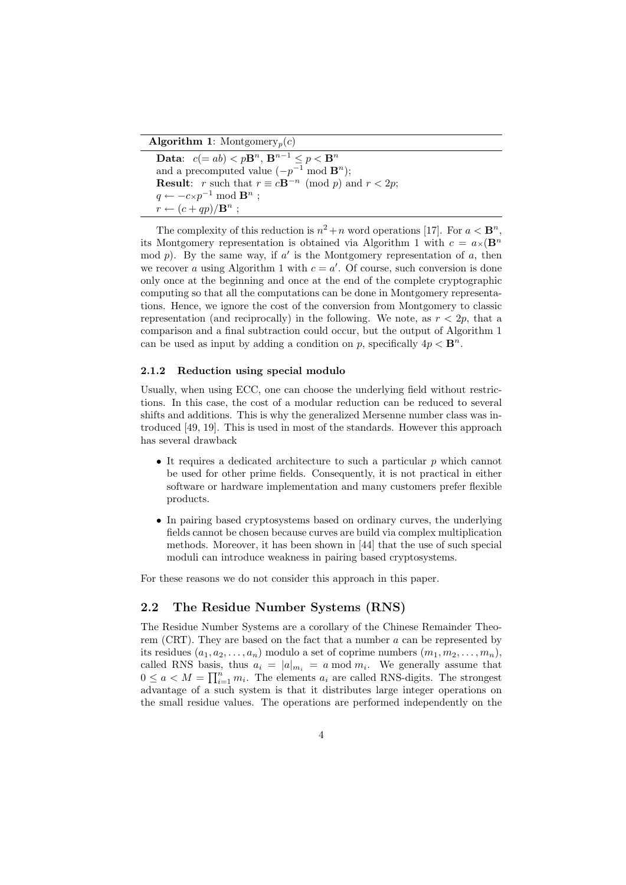**Algorithm 1**: Montgomery$_p(c)$

**Data**: $c(= ab) < p\mathbf{B}^n$, $\mathbf{B}^{n-1} \leq p < \mathbf{B}^n$
and a precomputed value $(-p^{-1} \bmod \mathbf{B}^n)$;
**Result**: $r$ such that $r \equiv c\mathbf{B}^{-n} \pmod{p}$ and $r < 2p$;
$q \leftarrow -c{\times}p^{-1} \bmod \mathbf{B}^n$ ;
$r \leftarrow (c + qp)/\mathbf{B}^n$ ;

The complexity of this reduction is $n^2+n$ word operations [17]. For $a < \mathbf{B}^n$, its Montgomery representation is obtained via Algorithm 1 with $c = a{\times}(\mathbf{B}^n \bmod p)$. By the same way, if $a'$ is the Montgomery representation of $a$, then we recover $a$ using Algorithm 1 with $c = a'$. Of course, such conversion is done only once at the beginning and once at the end of the complete cryptographic computing so that all the computations can be done in Montgomery representations. Hence, we ignore the cost of the conversion from Montgomery to classic representation (and reciprocally) in the following. We note, as $r < 2p$, that a comparison and a final subtraction could occur, but the output of Algorithm 1 can be used as input by adding a condition on $p$, specifically $4p < \mathbf{B}^n$.

#### 2.1.2 Reduction using special modulo

Usually, when using ECC, one can choose the underlying field without restrictions. In this case, the cost of a modular reduction can be reduced to several shifts and additions. This is why the generalized Mersenne number class was introduced [49, 19]. This is used in most of the standards. However this approach has several drawback

- It requires a dedicated architecture to such a particular $p$ which cannot be used for other prime fields. Consequently, it is not practical in either software or hardware implementation and many customers prefer flexible products.
- In pairing based cryptosystems based on ordinary curves, the underlying fields cannot be chosen because curves are build via complex multiplication methods. Moreover, it has been shown in [44] that the use of such special moduli can introduce weakness in pairing based cryptosystems.

For these reasons we do not consider this approach in this paper.

### 2.2 The Residue Number Systems (RNS)

The Residue Number Systems are a corollary of the Chinese Remainder Theorem (CRT). They are based on the fact that a number $a$ can be represented by its residues $(a_1, a_2, \ldots, a_n)$ modulo a set of coprime numbers $(m_1, m_2, \ldots, m_n)$, called RNS basis, thus $a_i = |a|_{m_i} = a \bmod m_i$. We generally assume that $0 \leq a < M = \prod_{i=1}^{n} m_i$. The elements $a_i$ are called RNS-digits. The strongest advantage of a such system is that it distributes large integer operations on the small residue values. The operations are performed independently on the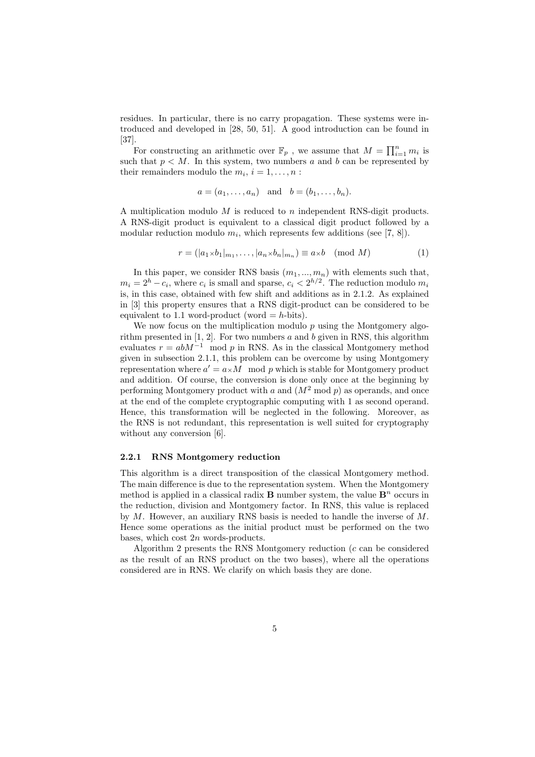residues. In particular, there is no carry propagation. These systems were introduced and developed in [28, 50, 51]. A good introduction can be found in [37].

For constructing an arithmetic over $\mathbb{F}_p$ , we assume that $M = \prod_{i=1}^{n} m_i$ is such that $p < M$. In this system, two numbers $a$ and $b$ can be represented by their remainders modulo the $m_i$, $i = 1, \ldots, n$ :

$$a = (a_1, \ldots, a_n) \quad \text{and} \quad b = (b_1, \ldots, b_n).$$

A multiplication modulo $M$ is reduced to $n$ independent RNS-digit products. A RNS-digit product is equivalent to a classical digit product followed by a modular reduction modulo $m_i$, which represents few additions (see [7, 8]).

$$r = (|a_1 \times b_1|_{m_1}, \ldots, |a_n \times b_n|_{m_n}) \equiv a \times b \pmod{M} \tag{1}$$

In this paper, we consider RNS basis $(m_1, ..., m_n)$ with elements such that, $m_i = 2^h - c_i$, where $c_i$ is small and sparse, $c_i < 2^{h/2}$. The reduction modulo $m_i$ is, in this case, obtained with few shift and additions as in 2.1.2. As explained in [3] this property ensures that a RNS digit-product can be considered to be equivalent to 1.1 word-product (word = $h$-bits).

We now focus on the multiplication modulo $p$ using the Montgomery algorithm presented in [1, 2]. For two numbers $a$ and $b$ given in RNS, this algorithm evaluates $r = abM^{-1} \mod p$ in RNS. As in the classical Montgomery method given in subsection 2.1.1, this problem can be overcome by using Montgomery representation where $a' = a \times M \mod p$ which is stable for Montgomery product and addition. Of course, the conversion is done only once at the beginning by performing Montgomery product with $a$ and ($M^2 \bmod p$) as operands, and once at the end of the complete cryptographic computing with 1 as second operand. Hence, this transformation will be neglected in the following. Moreover, as the RNS is not redundant, this representation is well suited for cryptography without any conversion [6].

### 2.2.1 RNS Montgomery reduction

This algorithm is a direct transposition of the classical Montgomery method. The main difference is due to the representation system. When the Montgomery method is applied in a classical radix $\mathbf{B}$ number system, the value $\mathbf{B}^n$ occurs in the reduction, division and Montgomery factor. In RNS, this value is replaced by $M$. However, an auxiliary RNS basis is needed to handle the inverse of $M$. Hence some operations as the initial product must be performed on the two bases, which cost $2n$ words-products.

Algorithm 2 presents the RNS Montgomery reduction ($c$ can be considered as the result of an RNS product on the two bases), where all the operations considered are in RNS. We clarify on which basis they are done.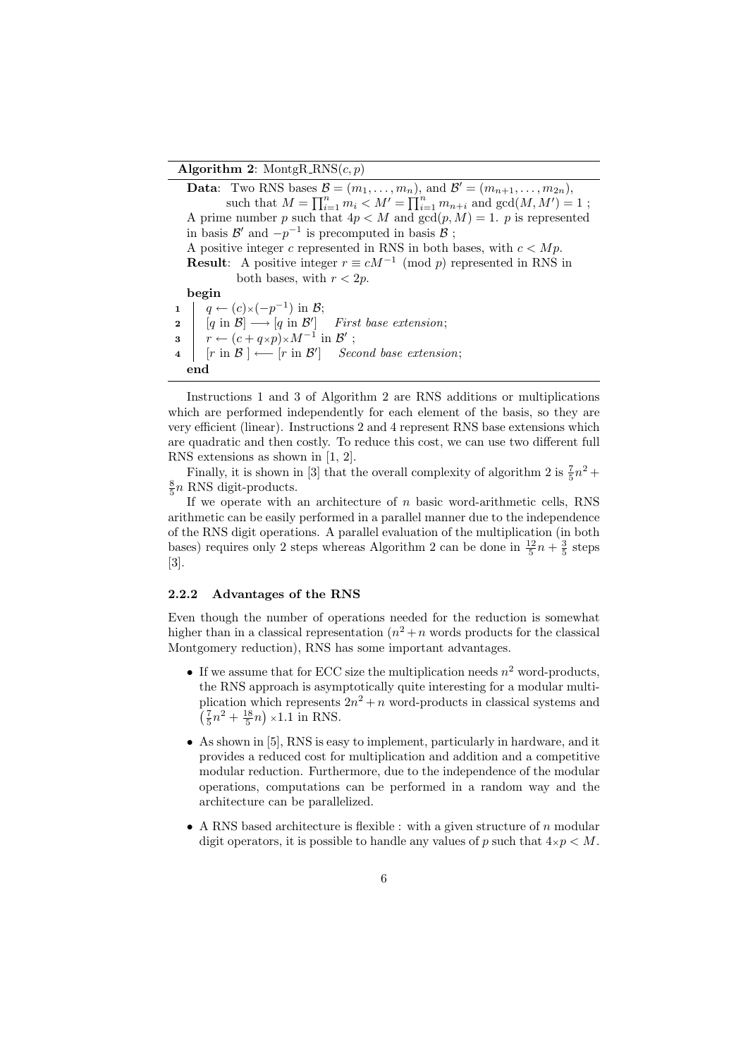**Algorithm 2**: MontgR_RNS$(c, p)$

**Data**: Two RNS bases $\mathcal{B} = (m_1, \ldots, m_n)$, and $\mathcal{B}' = (m_{n+1}, \ldots, m_{2n})$, such that $M = \prod_{i=1}^{n} m_i < M' = \prod_{i=1}^{n} m_{n+i}$ and $\gcd(M, M') = 1$ ;
A prime number $p$ such that $4p < M$ and $\gcd(p, M) = 1$. $p$ is represented in basis $\mathcal{B}'$ and $-p^{-1}$ is precomputed in basis $\mathcal{B}$ ;
A positive integer $c$ represented in RNS in both bases, with $c < Mp$.
**Result**: A positive integer $r \equiv cM^{-1} \pmod{p}$ represented in RNS in both bases, with $r < 2p$.

**begin**

1. $q \leftarrow (c)\times(-p^{-1})$ in $\mathcal{B}$;
2. $[q \text{ in } \mathcal{B}] \longrightarrow [q \text{ in } \mathcal{B}']$ *First base extension*;
3. $r \leftarrow (c + q\times p)\times M^{-1}$ in $\mathcal{B}'$ ;
4. $[r \text{ in } \mathcal{B}\ ] \longleftarrow [r \text{ in } \mathcal{B}']$ *Second base extension*;

**end**

Instructions 1 and 3 of Algorithm 2 are RNS additions or multiplications which are performed independently for each element of the basis, so they are very efficient (linear). Instructions 2 and 4 represent RNS base extensions which are quadratic and then costly. To reduce this cost, we can use two different full RNS extensions as shown in [1, 2].

Finally, it is shown in [3] that the overall complexity of algorithm 2 is $\frac{7}{5}n^2 + \frac{8}{5}n$ RNS digit-products.

If we operate with an architecture of $n$ basic word-arithmetic cells, RNS arithmetic can be easily performed in a parallel manner due to the independence of the RNS digit operations. A parallel evaluation of the multiplication (in both bases) requires only 2 steps whereas Algorithm 2 can be done in $\frac{12}{5}n + \frac{3}{5}$ steps [3].

### 2.2.2 Advantages of the RNS

Even though the number of operations needed for the reduction is somewhat higher than in a classical representation ($n^2 + n$ words products for the classical Montgomery reduction), RNS has some important advantages.

- If we assume that for ECC size the multiplication needs $n^2$ word-products, the RNS approach is asymptotically quite interesting for a modular multiplication which represents $2n^2 + n$ word-products in classical systems and $\left(\frac{7}{5}n^2 + \frac{18}{5}n\right) \times 1.1$ in RNS.
- As shown in [5], RNS is easy to implement, particularly in hardware, and it provides a reduced cost for multiplication and addition and a competitive modular reduction. Furthermore, due to the independence of the modular operations, computations can be performed in a random way and the architecture can be parallelized.
- A RNS based architecture is flexible : with a given structure of $n$ modular digit operators, it is possible to handle any values of $p$ such that $4\times p < M$.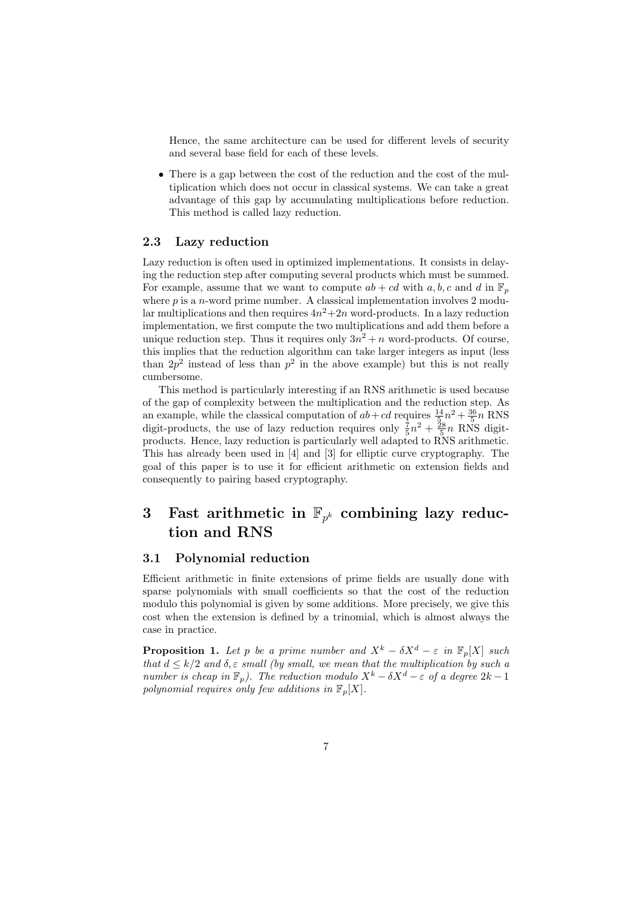Hence, the same architecture can be used for different levels of security and several base field for each of these levels.

- There is a gap between the cost of the reduction and the cost of the multiplication which does not occur in classical systems. We can take a great advantage of this gap by accumulating multiplications before reduction. This method is called lazy reduction.

### 2.3 Lazy reduction

Lazy reduction is often used in optimized implementations. It consists in delaying the reduction step after computing several products which must be summed. For example, assume that we want to compute $ab + cd$ with $a, b, c$ and $d$ in $\mathbb{F}_p$ where $p$ is a $n$-word prime number. A classical implementation involves 2 modular multiplications and then requires $4n^2+2n$ word-products. In a lazy reduction implementation, we first compute the two multiplications and add them before a unique reduction step. Thus it requires only $3n^2 + n$ word-products. Of course, this implies that the reduction algorithm can take larger integers as input (less than $2p^2$ instead of less than $p^2$ in the above example) but this is not really cumbersome.

This method is particularly interesting if an RNS arithmetic is used because of the gap of complexity between the multiplication and the reduction step. As an example, while the classical computation of $ab+cd$ requires $\frac{14}{5}n^2 + \frac{36}{5}n$ RNS digit-products, the use of lazy reduction requires only $\frac{7}{5}n^2 + \frac{28}{5}n$ RNS digit-products. Hence, lazy reduction is particularly well adapted to RNS arithmetic. This has already been used in [4] and [3] for elliptic curve cryptography. The goal of this paper is to use it for efficient arithmetic on extension fields and consequently to pairing based cryptography.

## 3 Fast arithmetic in $\mathbb{F}_{p^k}$ combining lazy reduction and RNS

### 3.1 Polynomial reduction

Efficient arithmetic in finite extensions of prime fields are usually done with sparse polynomials with small coefficients so that the cost of the reduction modulo this polynomial is given by some additions. More precisely, we give this cost when the extension is defined by a trinomial, which is almost always the case in practice.

**Proposition 1.** *Let $p$ be a prime number and $X^k - \delta X^d - \varepsilon$ in $\mathbb{F}_p[X]$ such that $d \leq k/2$ and $\delta, \varepsilon$ small (by small, we mean that the multiplication by such a number is cheap in $\mathbb{F}_p$). The reduction modulo $X^k - \delta X^d - \varepsilon$ of a degree $2k-1$ polynomial requires only few additions in $\mathbb{F}_p[X]$.*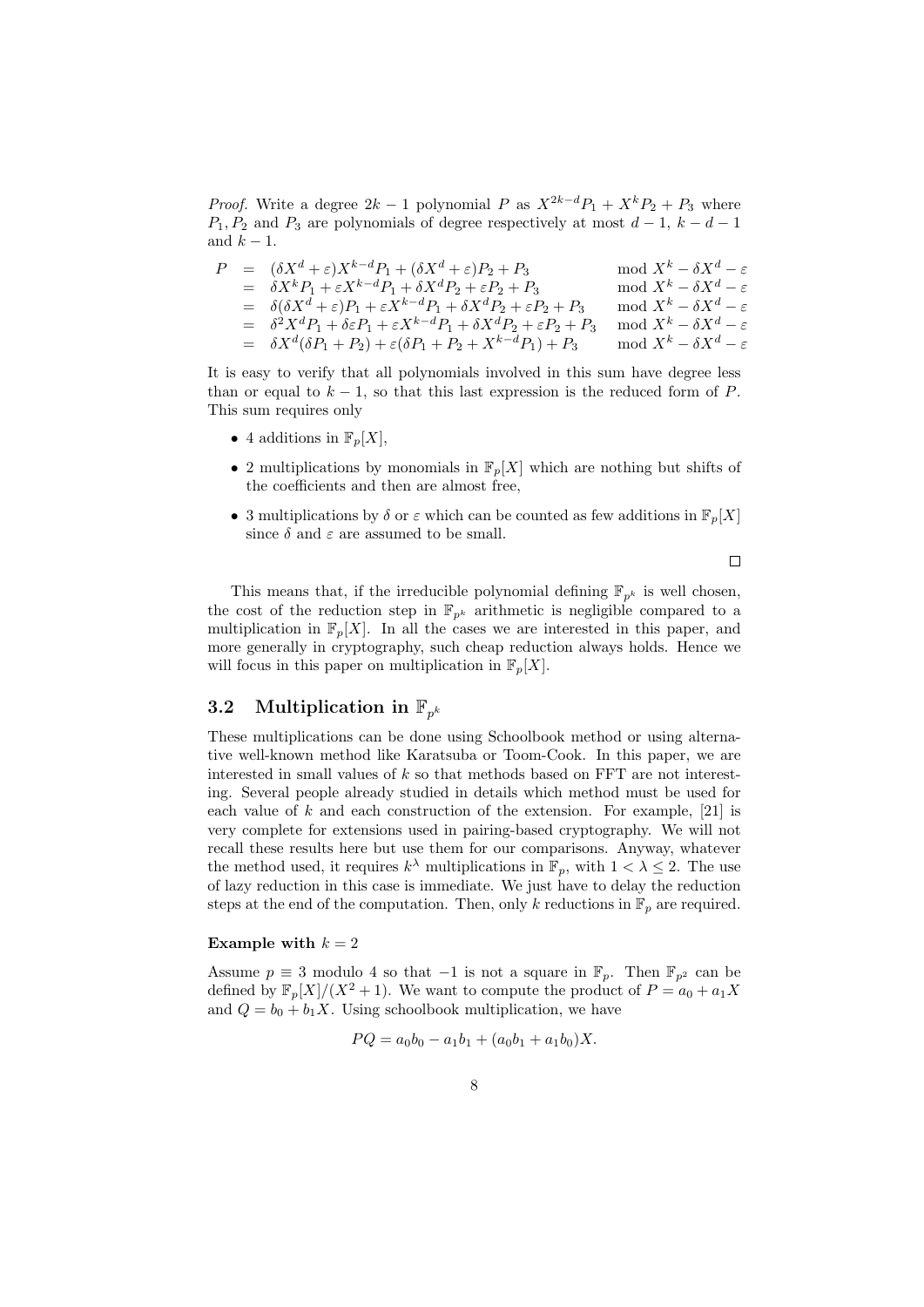*Proof.* Write a degree $2k-1$ polynomial $P$ as $X^{2k-d}P_1 + X^k P_2 + P_3$ where $P_1, P_2$ and $P_3$ are polynomials of degree respectively at most $d-1$, $k-d-1$ and $k-1$.

$$
\begin{array}{rcll}
P & = & (\delta X^d + \varepsilon)X^{k-d}P_1 + (\delta X^d + \varepsilon)P_2 + P_3 & \bmod X^k - \delta X^d - \varepsilon \\
& = & \delta X^k P_1 + \varepsilon X^{k-d}P_1 + \delta X^d P_2 + \varepsilon P_2 + P_3 & \bmod X^k - \delta X^d - \varepsilon \\
& = & \delta(\delta X^d + \varepsilon)P_1 + \varepsilon X^{k-d}P_1 + \delta X^d P_2 + \varepsilon P_2 + P_3 & \bmod X^k - \delta X^d - \varepsilon \\
& = & \delta^2 X^d P_1 + \delta\varepsilon P_1 + \varepsilon X^{k-d}P_1 + \delta X^d P_2 + \varepsilon P_2 + P_3 & \bmod X^k - \delta X^d - \varepsilon \\
& = & \delta X^d(\delta P_1 + P_2) + \varepsilon(\delta P_1 + P_2 + X^{k-d}P_1) + P_3 & \bmod X^k - \delta X^d - \varepsilon
\end{array}
$$

It is easy to verify that all polynomials involved in this sum have degree less than or equal to $k-1$, so that this last expression is the reduced form of $P$. This sum requires only

- 4 additions in $\mathbb{F}_p[X]$,
- 2 multiplications by monomials in $\mathbb{F}_p[X]$ which are nothing but shifts of the coefficients and then are almost free,
- 3 multiplications by $\delta$ or $\varepsilon$ which can be counted as few additions in $\mathbb{F}_p[X]$ since $\delta$ and $\varepsilon$ are assumed to be small.

□

This means that, if the irreducible polynomial defining $\mathbb{F}_{p^k}$ is well chosen, the cost of the reduction step in $\mathbb{F}_{p^k}$ arithmetic is negligible compared to a multiplication in $\mathbb{F}_p[X]$. In all the cases we are interested in this paper, and more generally in cryptography, such cheap reduction always holds. Hence we will focus in this paper on multiplication in $\mathbb{F}_p[X]$.

## 3.2 Multiplication in $\mathbb{F}_{p^k}$

These multiplications can be done using Schoolbook method or using alternative well-known method like Karatsuba or Toom-Cook. In this paper, we are interested in small values of $k$ so that methods based on FFT are not interesting. Several people already studied in details which method must be used for each value of $k$ and each construction of the extension. For example, [21] is very complete for extensions used in pairing-based cryptography. We will not recall these results here but use them for our comparisons. Anyway, whatever the method used, it requires $k^\lambda$ multiplications in $\mathbb{F}_p$, with $1 < \lambda \leq 2$. The use of lazy reduction in this case is immediate. We just have to delay the reduction steps at the end of the computation. Then, only $k$ reductions in $\mathbb{F}_p$ are required.

#### Example with $k = 2$

Assume $p \equiv 3$ modulo 4 so that $-1$ is not a square in $\mathbb{F}_p$. Then $\mathbb{F}_{p^2}$ can be defined by $\mathbb{F}_p[X]/(X^2+1)$. We want to compute the product of $P = a_0 + a_1 X$ and $Q = b_0 + b_1 X$. Using schoolbook multiplication, we have

$$PQ = a_0 b_0 - a_1 b_1 + (a_0 b_1 + a_1 b_0)X.$$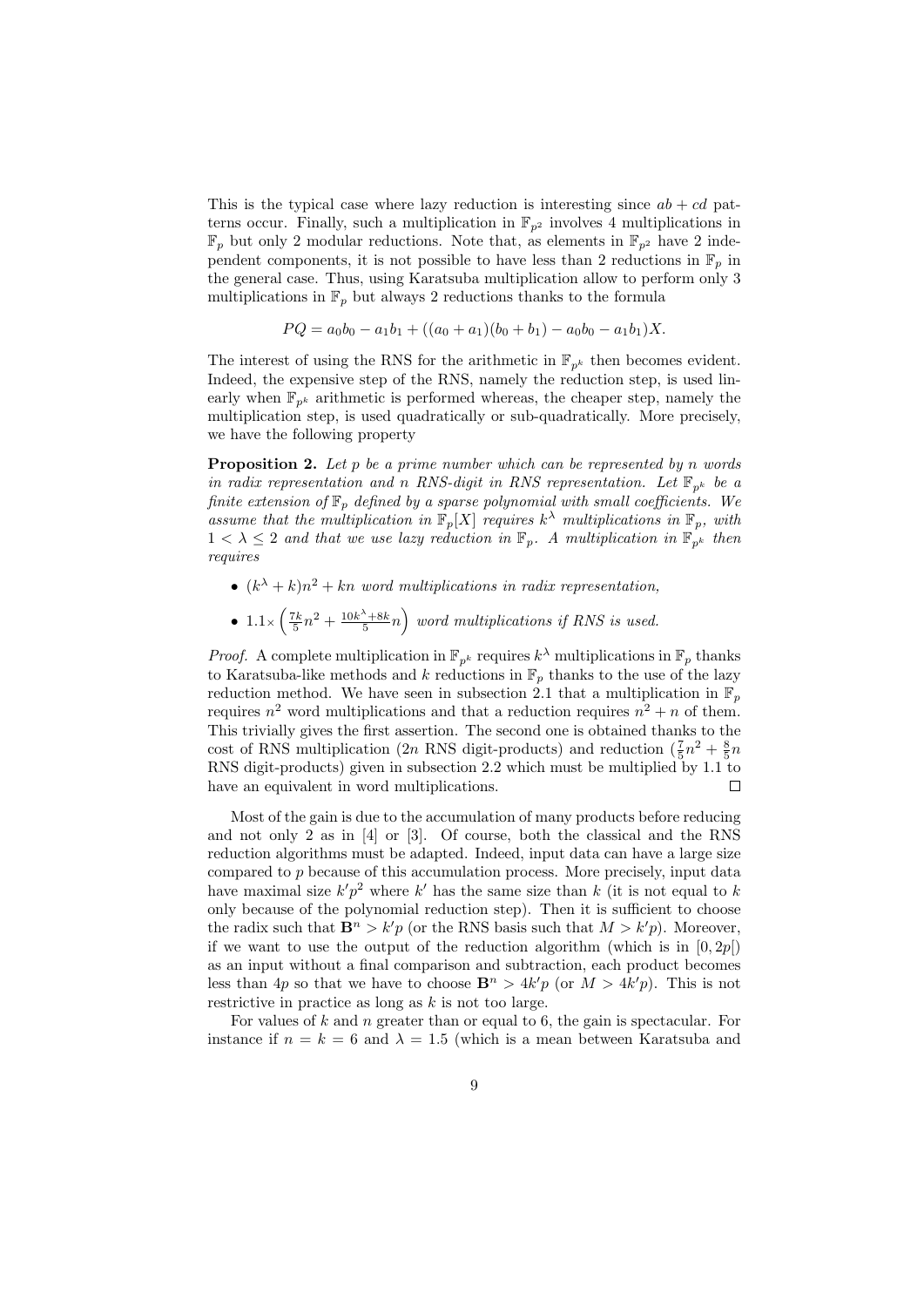This is the typical case where lazy reduction is interesting since $ab + cd$ patterns occur. Finally, such a multiplication in $\mathbb{F}_{p^2}$ involves 4 multiplications in $\mathbb{F}_p$ but only 2 modular reductions. Note that, as elements in $\mathbb{F}_{p^2}$ have 2 independent components, it is not possible to have less than 2 reductions in $\mathbb{F}_p$ in the general case. Thus, using Karatsuba multiplication allow to perform only 3 multiplications in $\mathbb{F}_p$ but always 2 reductions thanks to the formula

$$PQ = a_0b_0 - a_1b_1 + ((a_0 + a_1)(b_0 + b_1) - a_0b_0 - a_1b_1)X.$$

The interest of using the RNS for the arithmetic in $\mathbb{F}_{p^k}$ then becomes evident. Indeed, the expensive step of the RNS, namely the reduction step, is used linearly when $\mathbb{F}_{p^k}$ arithmetic is performed whereas, the cheaper step, namely the multiplication step, is used quadratically or sub-quadratically. More precisely, we have the following property

**Proposition 2.** *Let $p$ be a prime number which can be represented by $n$ words in radix representation and $n$ RNS-digit in RNS representation. Let $\mathbb{F}_{p^k}$ be a finite extension of $\mathbb{F}_p$ defined by a sparse polynomial with small coefficients. We assume that the multiplication in $\mathbb{F}_p[X]$ requires $k^\lambda$ multiplications in $\mathbb{F}_p$, with $1 < \lambda \leq 2$ and that we use lazy reduction in $\mathbb{F}_p$. A multiplication in $\mathbb{F}_{p^k}$ then requires*

- $(k^\lambda + k)n^2 + kn$ *word multiplications in radix representation,*
- $1.1\times\left(\frac{7k}{5}n^2 + \frac{10k^\lambda+8k}{5}n\right)$ *word multiplications if RNS is used.*

*Proof.* A complete multiplication in $\mathbb{F}_{p^k}$ requires $k^\lambda$ multiplications in $\mathbb{F}_p$ thanks to Karatsuba-like methods and $k$ reductions in $\mathbb{F}_p$ thanks to the use of the lazy reduction method. We have seen in subsection 2.1 that a multiplication in $\mathbb{F}_p$ requires $n^2$ word multiplications and that a reduction requires $n^2 + n$ of them. This trivially gives the first assertion. The second one is obtained thanks to the cost of RNS multiplication ($2n$ RNS digit-products) and reduction ($\frac{7}{5}n^2 + \frac{8}{5}n$ RNS digit-products) given in subsection 2.2 which must be multiplied by 1.1 to have an equivalent in word multiplications. □

Most of the gain is due to the accumulation of many products before reducing and not only 2 as in [4] or [3]. Of course, both the classical and the RNS reduction algorithms must be adapted. Indeed, input data can have a large size compared to $p$ because of this accumulation process. More precisely, input data have maximal size $k'p^2$ where $k'$ has the same size than $k$ (it is not equal to $k$ only because of the polynomial reduction step). Then it is sufficient to choose the radix such that $\mathbf{B}^n > k'p$ (or the RNS basis such that $M > k'p$). Moreover, if we want to use the output of the reduction algorithm (which is in $[0, 2p[$) as an input without a final comparison and subtraction, each product becomes less than $4p$ so that we have to choose $\mathbf{B}^n > 4k'p$ (or $M > 4k'p$). This is not restrictive in practice as long as $k$ is not too large.

For values of $k$ and $n$ greater than or equal to 6, the gain is spectacular. For instance if $n = k = 6$ and $\lambda = 1.5$ (which is a mean between Karatsuba and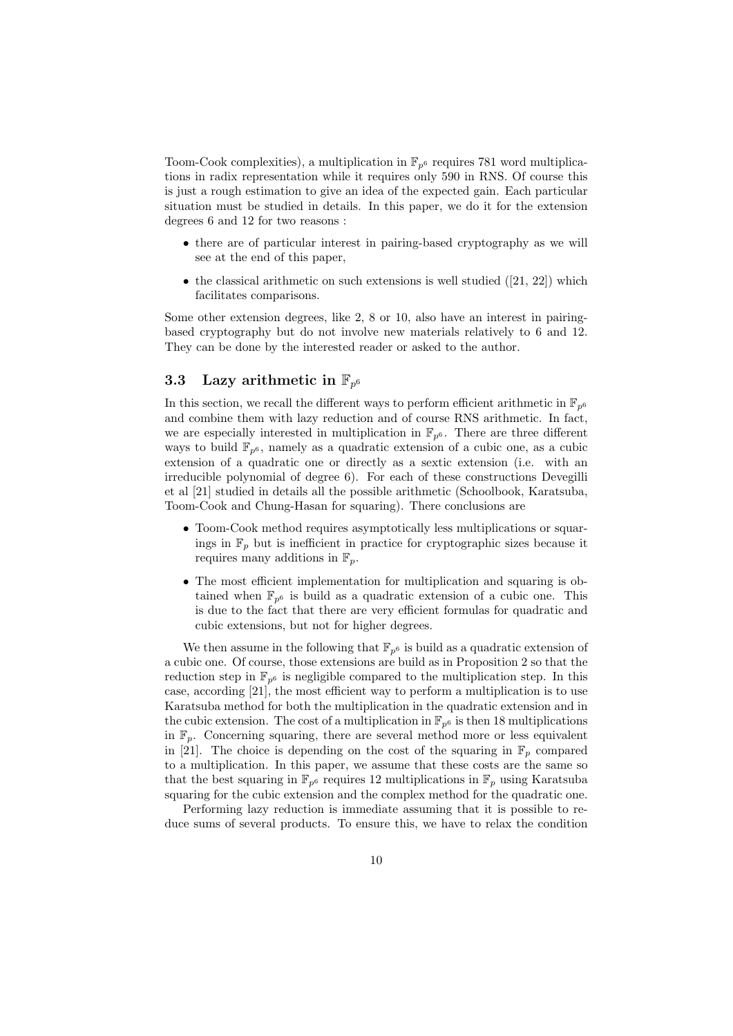Toom-Cook complexities), a multiplication in $\mathbb{F}_{p^6}$ requires 781 word multiplications in radix representation while it requires only 590 in RNS. Of course this is just a rough estimation to give an idea of the expected gain. Each particular situation must be studied in details. In this paper, we do it for the extension degrees 6 and 12 for two reasons :

- there are of particular interest in pairing-based cryptography as we will see at the end of this paper,
- the classical arithmetic on such extensions is well studied ([21, 22]) which facilitates comparisons.

Some other extension degrees, like 2, 8 or 10, also have an interest in pairing-based cryptography but do not involve new materials relatively to 6 and 12. They can be done by the interested reader or asked to the author.

### 3.3 Lazy arithmetic in $\mathbb{F}_{p^6}$

In this section, we recall the different ways to perform efficient arithmetic in $\mathbb{F}_{p^6}$ and combine them with lazy reduction and of course RNS arithmetic. In fact, we are especially interested in multiplication in $\mathbb{F}_{p^6}$. There are three different ways to build $\mathbb{F}_{p^6}$, namely as a quadratic extension of a cubic one, as a cubic extension of a quadratic one or directly as a sextic extension (i.e. with an irreducible polynomial of degree 6). For each of these constructions Devegilli et al [21] studied in details all the possible arithmetic (Schoolbook, Karatsuba, Toom-Cook and Chung-Hasan for squaring). There conclusions are

- Toom-Cook method requires asymptotically less multiplications or squarings in $\mathbb{F}_p$ but is inefficient in practice for cryptographic sizes because it requires many additions in $\mathbb{F}_p$.
- The most efficient implementation for multiplication and squaring is obtained when $\mathbb{F}_{p^6}$ is build as a quadratic extension of a cubic one. This is due to the fact that there are very efficient formulas for quadratic and cubic extensions, but not for higher degrees.

We then assume in the following that $\mathbb{F}_{p^6}$ is build as a quadratic extension of a cubic one. Of course, those extensions are build as in Proposition 2 so that the reduction step in $\mathbb{F}_{p^6}$ is negligible compared to the multiplication step. In this case, according [21], the most efficient way to perform a multiplication is to use Karatsuba method for both the multiplication in the quadratic extension and in the cubic extension. The cost of a multiplication in $\mathbb{F}_{p^6}$ is then 18 multiplications in $\mathbb{F}_p$. Concerning squaring, there are several method more or less equivalent in [21]. The choice is depending on the cost of the squaring in $\mathbb{F}_p$ compared to a multiplication. In this paper, we assume that these costs are the same so that the best squaring in $\mathbb{F}_{p^6}$ requires 12 multiplications in $\mathbb{F}_p$ using Karatsuba squaring for the cubic extension and the complex method for the quadratic one.

Performing lazy reduction is immediate assuming that it is possible to reduce sums of several products. To ensure this, we have to relax the condition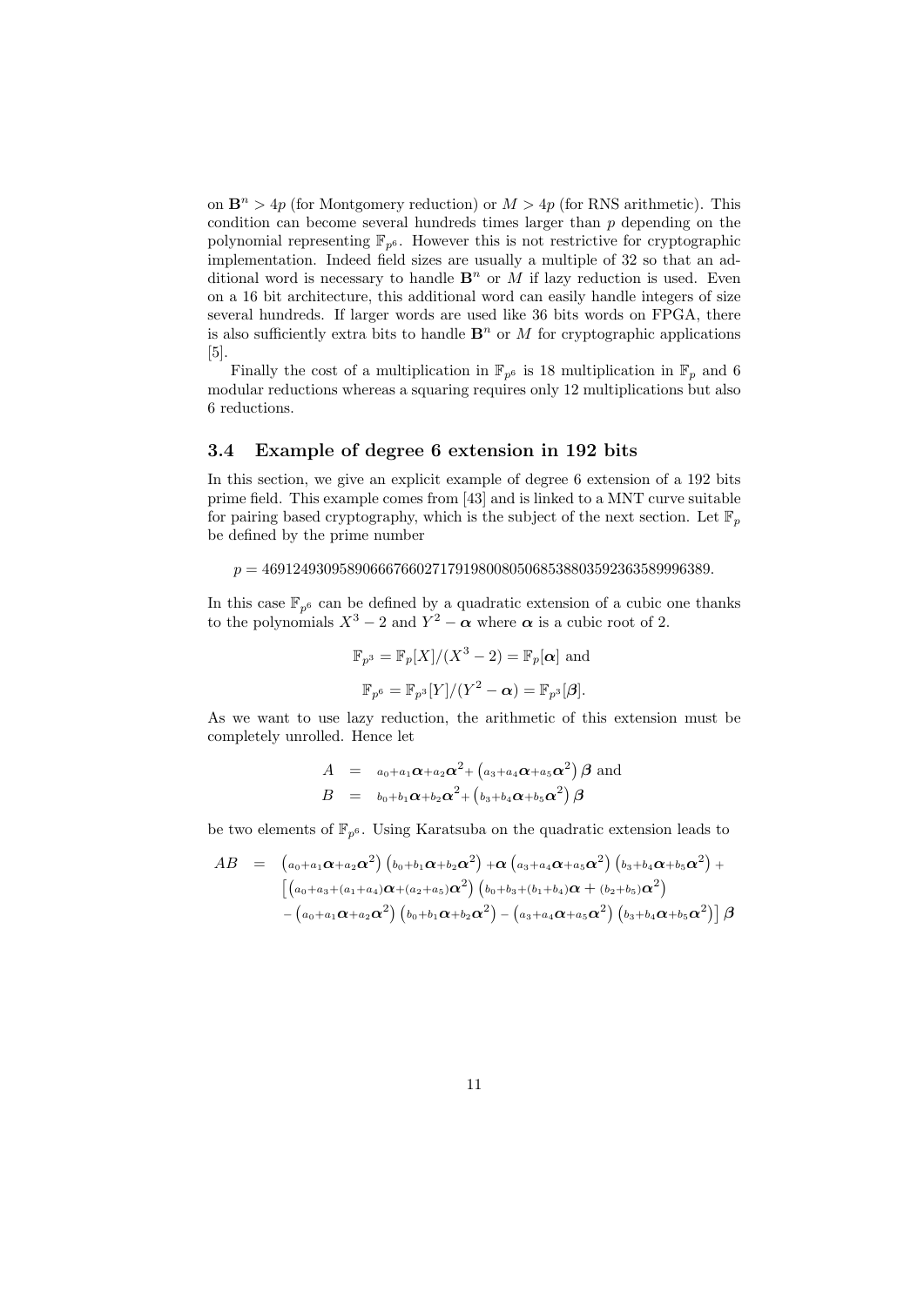on $\mathbf{B}^n > 4p$ (for Montgomery reduction) or $M > 4p$ (for RNS arithmetic). This condition can become several hundreds times larger than $p$ depending on the polynomial representing $\mathbb{F}_{p^6}$. However this is not restrictive for cryptographic implementation. Indeed field sizes are usually a multiple of 32 so that an additional word is necessary to handle $\mathbf{B}^n$ or $M$ if lazy reduction is used. Even on a 16 bit architecture, this additional word can easily handle integers of size several hundreds. If larger words are used like 36 bits words on FPGA, there is also sufficiently extra bits to handle $\mathbf{B}^n$ or $M$ for cryptographic applications [5].

Finally the cost of a multiplication in $\mathbb{F}_{p^6}$ is 18 multiplication in $\mathbb{F}_p$ and 6 modular reductions whereas a squaring requires only 12 multiplications but also 6 reductions.

### 3.4 Example of degree 6 extension in 192 bits

In this section, we give an explicit example of degree 6 extension of a 192 bits prime field. This example comes from [43] and is linked to a MNT curve suitable for pairing based cryptography, which is the subject of the next section. Let $\mathbb{F}_p$ be defined by the prime number

$$p = 4691249309589066676602717919800805068538803592363589996389.$$

In this case $\mathbb{F}_{p^6}$ can be defined by a quadratic extension of a cubic one thanks to the polynomials $X^3 - 2$ and $Y^2 - \boldsymbol{\alpha}$ where $\boldsymbol{\alpha}$ is a cubic root of 2.

$$\mathbb{F}_{p^3} = \mathbb{F}_p[X]/(X^3 - 2) = \mathbb{F}_p[\boldsymbol{\alpha}] \text{ and}$$

$$\mathbb{F}_{p^6} = \mathbb{F}_{p^3}[Y]/(Y^2 - \boldsymbol{\alpha}) = \mathbb{F}_{p^3}[\boldsymbol{\beta}].$$

As we want to use lazy reduction, the arithmetic of this extension must be completely unrolled. Hence let

$$\begin{aligned} A &= a_0 + a_1\boldsymbol{\alpha} + a_2\boldsymbol{\alpha}^2 + \left(a_3 + a_4\boldsymbol{\alpha} + a_5\boldsymbol{\alpha}^2\right)\boldsymbol{\beta} \text{ and} \\ B &= b_0 + b_1\boldsymbol{\alpha} + b_2\boldsymbol{\alpha}^2 + \left(b_3 + b_4\boldsymbol{\alpha} + b_5\boldsymbol{\alpha}^2\right)\boldsymbol{\beta} \end{aligned}$$

be two elements of $\mathbb{F}_{p^6}$. Using Karatsuba on the quadratic extension leads to

$$\begin{aligned} AB = \; & \left(a_0 + a_1\boldsymbol{\alpha} + a_2\boldsymbol{\alpha}^2\right)\left(b_0 + b_1\boldsymbol{\alpha} + b_2\boldsymbol{\alpha}^2\right) + \boldsymbol{\alpha}\left(a_3 + a_4\boldsymbol{\alpha} + a_5\boldsymbol{\alpha}^2\right)\left(b_3 + b_4\boldsymbol{\alpha} + b_5\boldsymbol{\alpha}^2\right) + \\ & \Big[\left(a_0 + a_3 + (a_1 + a_4)\boldsymbol{\alpha} + (a_2 + a_5)\boldsymbol{\alpha}^2\right)\left(b_0 + b_3 + (b_1 + b_4)\boldsymbol{\alpha} + (b_2 + b_5)\boldsymbol{\alpha}^2\right) \\ & - \left(a_0 + a_1\boldsymbol{\alpha} + a_2\boldsymbol{\alpha}^2\right)\left(b_0 + b_1\boldsymbol{\alpha} + b_2\boldsymbol{\alpha}^2\right) - \left(a_3 + a_4\boldsymbol{\alpha} + a_5\boldsymbol{\alpha}^2\right)\left(b_3 + b_4\boldsymbol{\alpha} + b_5\boldsymbol{\alpha}^2\right)\Big]\boldsymbol{\beta} \end{aligned}$$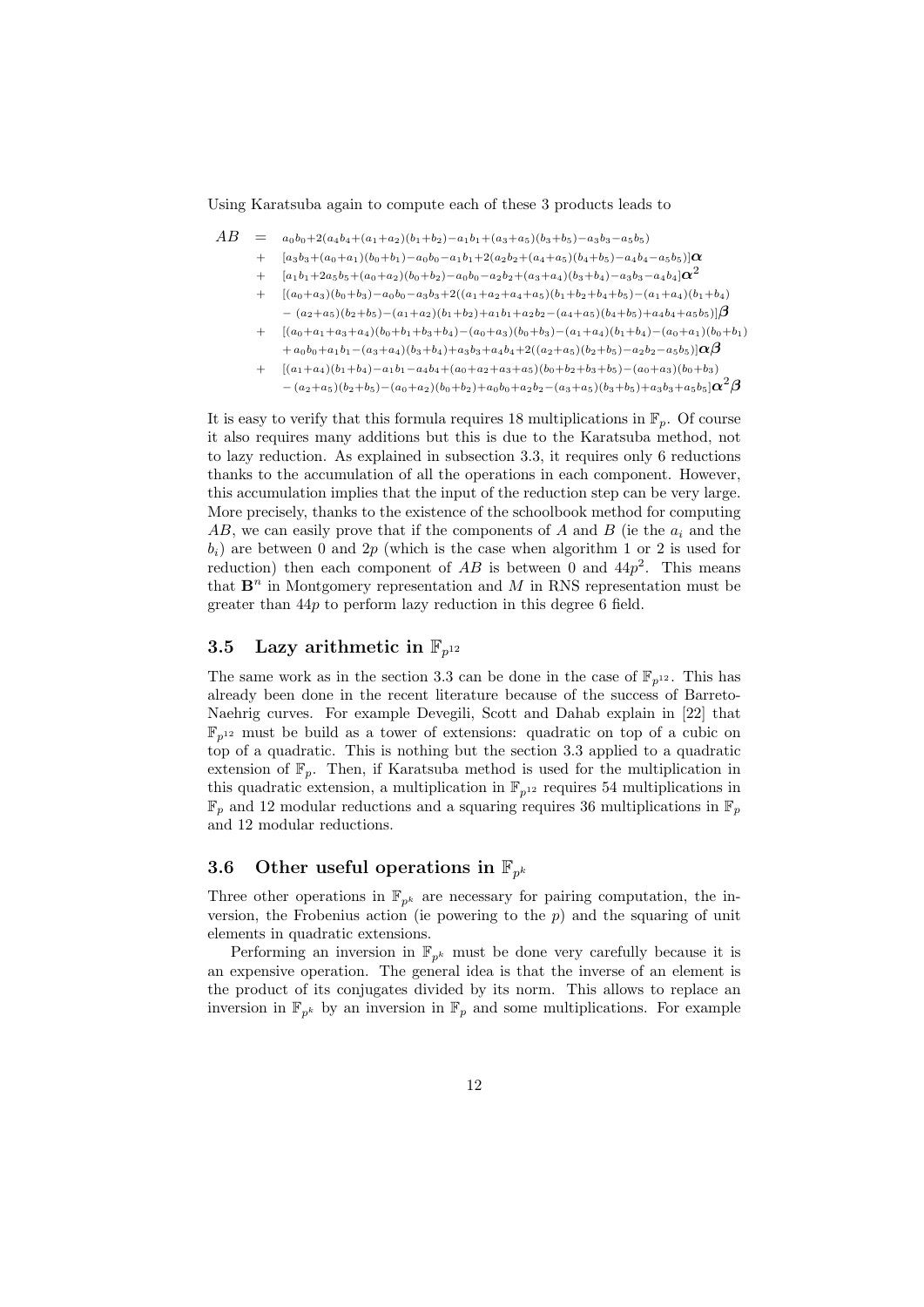Using Karatsuba again to compute each of these 3 products leads to

$$
\begin{aligned}
AB \;=\;& a_0b_0+2(a_4b_4+(a_1+a_2)(b_1+b_2)-a_1b_1+(a_3+a_5)(b_3+b_5)-a_3b_3-a_5b_5) \\
+\;& [a_3b_3+(a_0+a_1)(b_0+b_1)-a_0b_0-a_1b_1+2(a_2b_2+(a_4+a_5)(b_4+b_5)-a_4b_4-a_5b_5)]\boldsymbol{\alpha} \\
+\;& [a_1b_1+2a_5b_5+(a_0+a_2)(b_0+b_2)-a_0b_0-a_2b_2+(a_3+a_4)(b_3+b_4)-a_3b_3-a_4b_4]\boldsymbol{\alpha}^2 \\
+\;& [(a_0+a_3)(b_0+b_3)-a_0b_0-a_3b_3+2((a_1+a_2+a_4+a_5)(b_1+b_2+b_4+b_5)-(a_1+a_4)(b_1+b_4) \\
&-(a_2+a_5)(b_2+b_5)-(a_1+a_2)(b_1+b_2)+a_1b_1+a_2b_2-(a_4+a_5)(b_4+b_5)+a_4b_4+a_5b_5)]\boldsymbol{\beta} \\
+\;& [(a_0+a_1+a_3+a_4)(b_0+b_1+b_3+b_4)-(a_0+a_3)(b_0+b_3)-(a_1+a_4)(b_1+b_4)-(a_0+a_1)(b_0+b_1) \\
&+a_0b_0+a_1b_1-(a_3+a_4)(b_3+b_4)+a_3b_3+a_4b_4+2((a_2+a_5)(b_2+b_5)-a_2b_2-a_5b_5)]\boldsymbol{\alpha}\boldsymbol{\beta} \\
+\;& [(a_1+a_4)(b_1+b_4)-a_1b_1-a_4b_4+(a_0+a_2+a_3+a_5)(b_0+b_2+b_3+b_5)-(a_0+a_3)(b_0+b_3) \\
&-(a_2+a_5)(b_2+b_5)-(a_0+a_2)(b_0+b_2)+a_0b_0+a_2b_2-(a_3+a_5)(b_3+b_5)+a_3b_3+a_5b_5]\boldsymbol{\alpha}^2\boldsymbol{\beta}
\end{aligned}
$$

It is easy to verify that this formula requires 18 multiplications in $\mathbb{F}_p$. Of course it also requires many additions but this is due to the Karatsuba method, not to lazy reduction. As explained in subsection 3.3, it requires only 6 reductions thanks to the accumulation of all the operations in each component. However, this accumulation implies that the input of the reduction step can be very large. More precisely, thanks to the existence of the schoolbook method for computing $AB$, we can easily prove that if the components of $A$ and $B$ (ie the $a_i$ and the $b_i$) are between 0 and $2p$ (which is the case when algorithm 1 or 2 is used for reduction) then each component of $AB$ is between 0 and $44p^2$. This means that $\mathbf{B}^n$ in Montgomery representation and $M$ in RNS representation must be greater than $44p$ to perform lazy reduction in this degree 6 field.

### 3.5 Lazy arithmetic in $\mathbb{F}_{p^{12}}$

The same work as in the section 3.3 can be done in the case of $\mathbb{F}_{p^{12}}$. This has already been done in the recent literature because of the success of Barreto-Naehrig curves. For example Devegili, Scott and Dahab explain in [22] that $\mathbb{F}_{p^{12}}$ must be build as a tower of extensions: quadratic on top of a cubic on top of a quadratic. This is nothing but the section 3.3 applied to a quadratic extension of $\mathbb{F}_p$. Then, if Karatsuba method is used for the multiplication in this quadratic extension, a multiplication in $\mathbb{F}_{p^{12}}$ requires 54 multiplications in $\mathbb{F}_p$ and 12 modular reductions and a squaring requires 36 multiplications in $\mathbb{F}_p$ and 12 modular reductions.

### 3.6 Other useful operations in $\mathbb{F}_{p^k}$

Three other operations in $\mathbb{F}_{p^k}$ are necessary for pairing computation, the inversion, the Frobenius action (ie powering to the $p$) and the squaring of unit elements in quadratic extensions.

Performing an inversion in $\mathbb{F}_{p^k}$ must be done very carefully because it is an expensive operation. The general idea is that the inverse of an element is the product of its conjugates divided by its norm. This allows to replace an inversion in $\mathbb{F}_{p^k}$ by an inversion in $\mathbb{F}_p$ and some multiplications. For example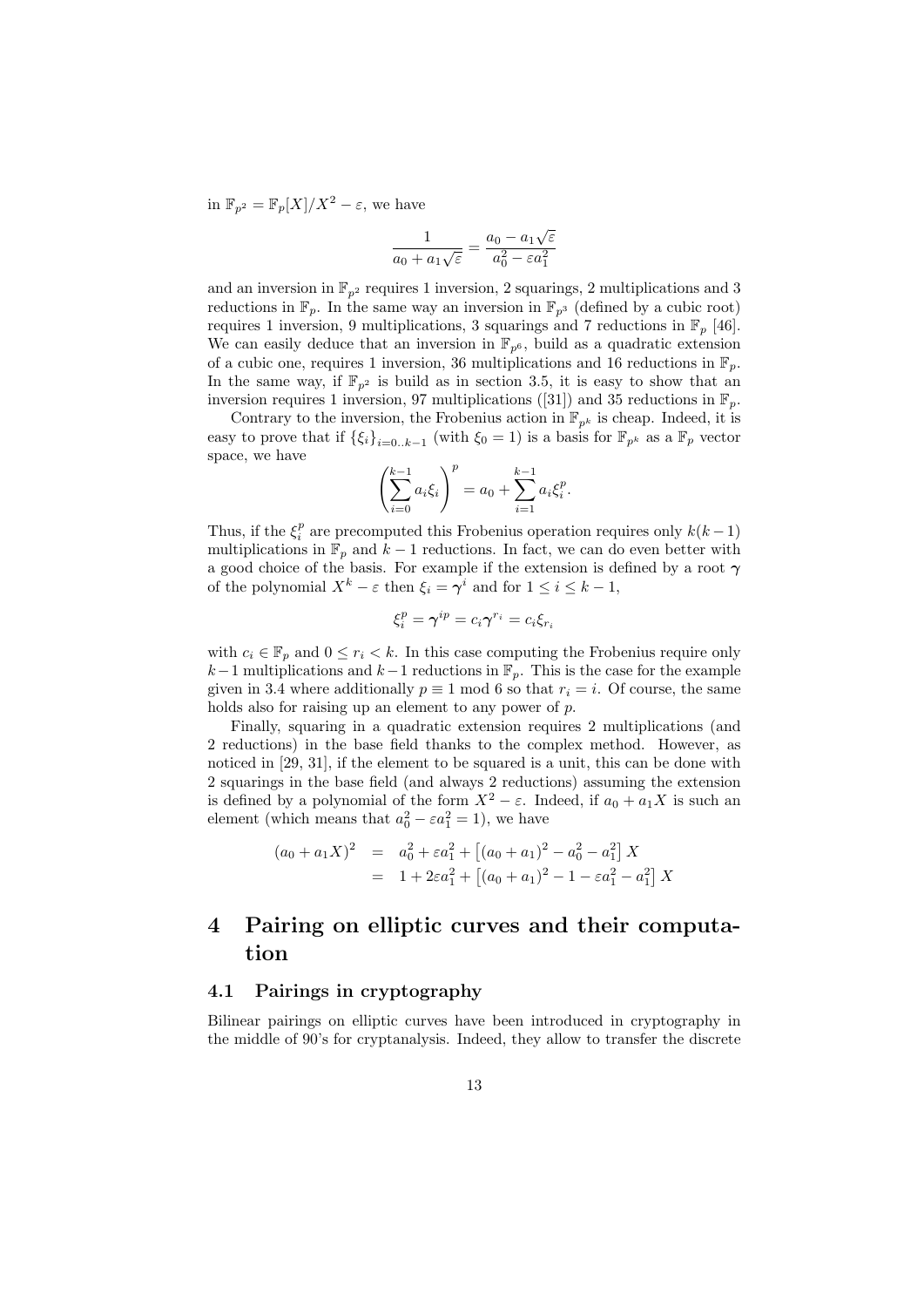in $\mathbb{F}_{p^2} = \mathbb{F}_p[X]/X^2 - \varepsilon$, we have

$$\frac{1}{a_0 + a_1\sqrt{\varepsilon}} = \frac{a_0 - a_1\sqrt{\varepsilon}}{a_0^2 - \varepsilon a_1^2}$$

and an inversion in $\mathbb{F}_{p^2}$ requires 1 inversion, 2 squarings, 2 multiplications and 3 reductions in $\mathbb{F}_p$. In the same way an inversion in $\mathbb{F}_{p^3}$ (defined by a cubic root) requires 1 inversion, 9 multiplications, 3 squarings and 7 reductions in $\mathbb{F}_p$ [46]. We can easily deduce that an inversion in $\mathbb{F}_{p^6}$, build as a quadratic extension of a cubic one, requires 1 inversion, 36 multiplications and 16 reductions in $\mathbb{F}_p$. In the same way, if $\mathbb{F}_{p^2}$ is build as in section 3.5, it is easy to show that an inversion requires 1 inversion, 97 multiplications ([31]) and 35 reductions in $\mathbb{F}_p$.

Contrary to the inversion, the Frobenius action in $\mathbb{F}_{p^k}$ is cheap. Indeed, it is easy to prove that if $\{\xi_i\}_{i=0..k-1}$ (with $\xi_0 = 1$) is a basis for $\mathbb{F}_{p^k}$ as a $\mathbb{F}_p$ vector space, we have

$$\left(\sum_{i=0}^{k-1} a_i \xi_i\right)^p = a_0 + \sum_{i=1}^{k-1} a_i \xi_i^p.$$

Thus, if the $\xi_i^p$ are precomputed this Frobenius operation requires only $k(k-1)$ multiplications in $\mathbb{F}_p$ and $k-1$ reductions. In fact, we can do even better with a good choice of the basis. For example if the extension is defined by a root $\boldsymbol{\gamma}$ of the polynomial $X^k - \varepsilon$ then $\xi_i = \boldsymbol{\gamma}^i$ and for $1 \le i \le k-1$,

$$\xi_i^p = \boldsymbol{\gamma}^{ip} = c_i \boldsymbol{\gamma}^{r_i} = c_i \xi_{r_i}$$

with $c_i \in \mathbb{F}_p$ and $0 \le r_i < k$. In this case computing the Frobenius require only $k-1$ multiplications and $k-1$ reductions in $\mathbb{F}_p$. This is the case for the example given in 3.4 where additionally $p \equiv 1 \bmod 6$ so that $r_i = i$. Of course, the same holds also for raising up an element to any power of $p$.

Finally, squaring in a quadratic extension requires 2 multiplications (and 2 reductions) in the base field thanks to the complex method. However, as noticed in [29, 31], if the element to be squared is a unit, this can be done with 2 squarings in the base field (and always 2 reductions) assuming the extension is defined by a polynomial of the form $X^2 - \varepsilon$. Indeed, if $a_0 + a_1 X$ is such an element (which means that $a_0^2 - \varepsilon a_1^2 = 1$), we have

$$\begin{aligned}
(a_0 + a_1 X)^2 &= a_0^2 + \varepsilon a_1^2 + \left[(a_0 + a_1)^2 - a_0^2 - a_1^2\right] X \\
&= 1 + 2\varepsilon a_1^2 + \left[(a_0 + a_1)^2 - 1 - \varepsilon a_1^2 - a_1^2\right] X
\end{aligned}$$

# 4 Pairing on elliptic curves and their computation

## 4.1 Pairings in cryptography

Bilinear pairings on elliptic curves have been introduced in cryptography in the middle of 90's for cryptanalysis. Indeed, they allow to transfer the discrete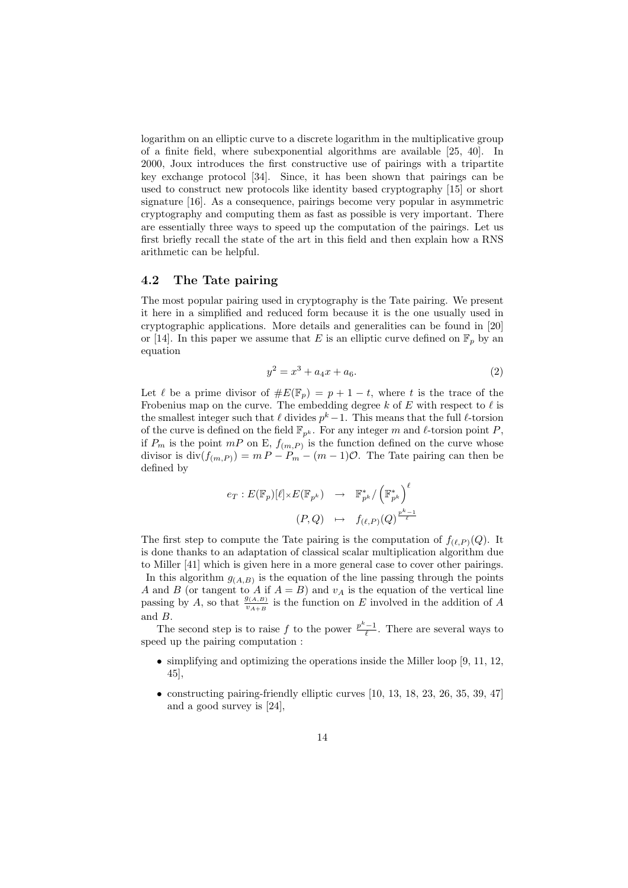logarithm on an elliptic curve to a discrete logarithm in the multiplicative group of a finite field, where subexponential algorithms are available [25, 40]. In 2000, Joux introduces the first constructive use of pairings with a tripartite key exchange protocol [34]. Since, it has been shown that pairings can be used to construct new protocols like identity based cryptography [15] or short signature [16]. As a consequence, pairings become very popular in asymmetric cryptography and computing them as fast as possible is very important. There are essentially three ways to speed up the computation of the pairings. Let us first briefly recall the state of the art in this field and then explain how a RNS arithmetic can be helpful.

## 4.2 The Tate pairing

The most popular pairing used in cryptography is the Tate pairing. We present it here in a simplified and reduced form because it is the one usually used in cryptographic applications. More details and generalities can be found in [20] or [14]. In this paper we assume that $E$ is an elliptic curve defined on $\mathbb{F}_p$ by an equation

$$y^2 = x^3 + a_4 x + a_6. \tag{2}$$

Let $\ell$ be a prime divisor of $\#E(\mathbb{F}_p) = p + 1 - t$, where $t$ is the trace of the Frobenius map on the curve. The embedding degree $k$ of $E$ with respect to $\ell$ is the smallest integer such that $\ell$ divides $p^k - 1$. This means that the full $\ell$-torsion of the curve is defined on the field $\mathbb{F}_{p^k}$. For any integer $m$ and $\ell$-torsion point $P$, if $P_m$ is the point $mP$ on E, $f_{(m,P)}$ is the function defined on the curve whose divisor is $\mathrm{div}(f_{(m,P)}) = m\,P - P_m - (m-1)\mathcal{O}$. The Tate pairing can then be defined by

$$\begin{array}{rcl} e_T : E(\mathbb{F}_p)[\ell] \times E(\mathbb{F}_{p^k}) & \rightarrow & \mathbb{F}^*_{p^k} / \left(\mathbb{F}^*_{p^k}\right)^\ell \\ (P, Q) & \mapsto & f_{(\ell,P)}(Q)^{\frac{p^k-1}{\ell}} \end{array}$$

The first step to compute the Tate pairing is the computation of $f_{(\ell,P)}(Q)$. It is done thanks to an adaptation of classical scalar multiplication algorithm due to Miller [41] which is given here in a more general case to cover other pairings. In this algorithm $g_{(A,B)}$ is the equation of the line passing through the points $A$ and $B$ (or tangent to $A$ if $A = B$) and $v_A$ is the equation of the vertical line passing by $A$, so that $\frac{g_{(A,B)}}{v_{A+B}}$ is the function on $E$ involved in the addition of $A$ and $B$.

The second step is to raise $f$ to the power $\frac{p^k-1}{\ell}$. There are several ways to speed up the pairing computation :

- simplifying and optimizing the operations inside the Miller loop [9, 11, 12, 45],
- constructing pairing-friendly elliptic curves [10, 13, 18, 23, 26, 35, 39, 47] and a good survey is [24],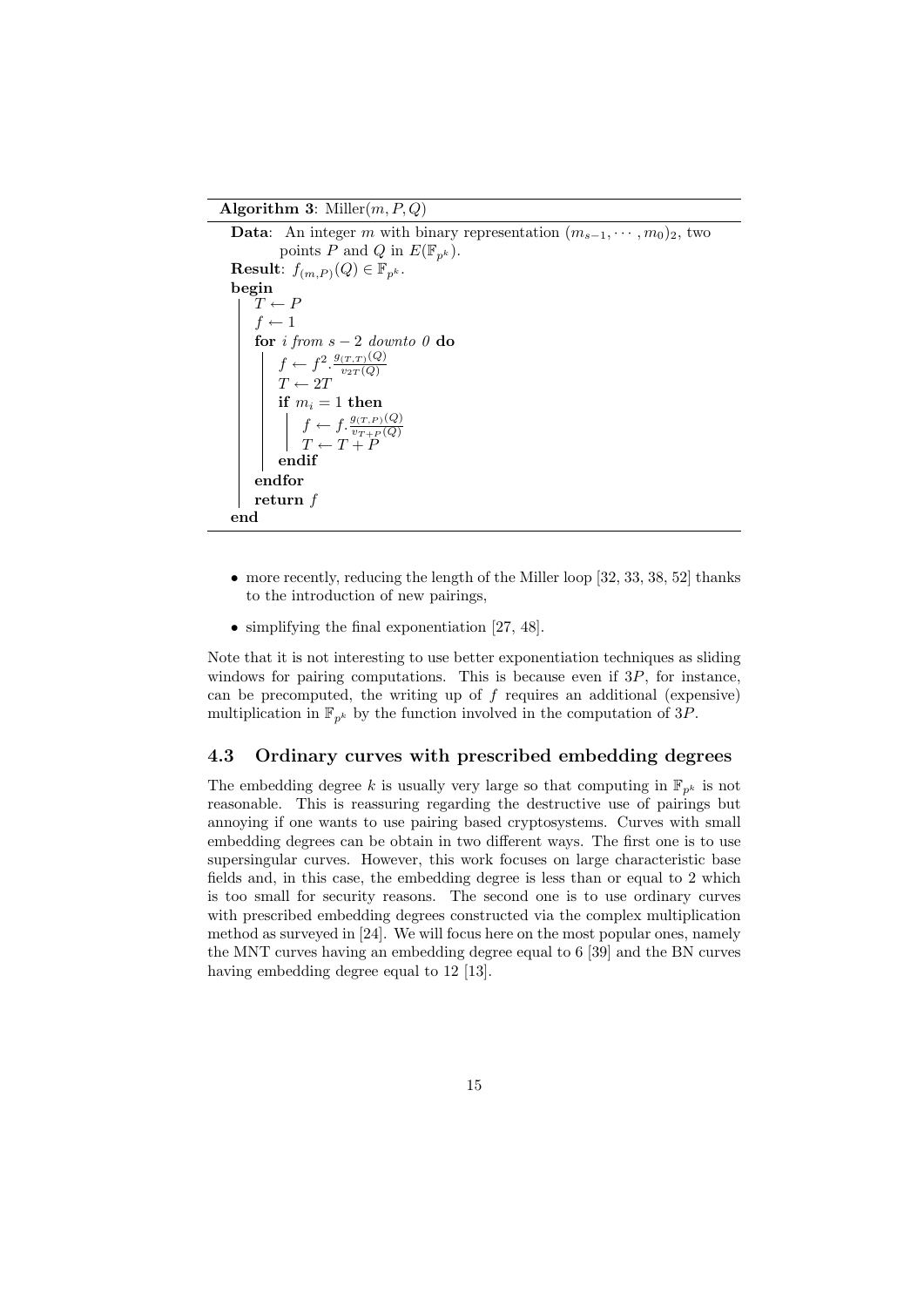**Algorithm 3**: Miller$(m, P, Q)$

```
Data: An integer m with binary representation (m_{s-1}, ..., m_0)_2, two
      points P and Q in E(F_{p^k}).
Result: f_{(m,P)}(Q) ∈ F_{p^k}.
begin
    T ← P
    f ← 1
    for i from s − 2 downto 0 do
        f ← f^2 . g_{(T,T)}(Q) / v_{2T}(Q)
        T ← 2T
        if m_i = 1 then
            f ← f . g_{(T,P)}(Q) / v_{T+P}(Q)
            T ← T + P
        endif
    endfor
    return f
end
```

- more recently, reducing the length of the Miller loop [32, 33, 38, 52] thanks to the introduction of new pairings,
- simplifying the final exponentiation [27, 48].

Note that it is not interesting to use better exponentiation techniques as sliding windows for pairing computations. This is because even if $3P$, for instance, can be precomputed, the writing up of $f$ requires an additional (expensive) multiplication in $\mathbb{F}_{p^k}$ by the function involved in the computation of $3P$.

### 4.3 Ordinary curves with prescribed embedding degrees

The embedding degree $k$ is usually very large so that computing in $\mathbb{F}_{p^k}$ is not reasonable. This is reassuring regarding the destructive use of pairings but annoying if one wants to use pairing based cryptosystems. Curves with small embedding degrees can be obtain in two different ways. The first one is to use supersingular curves. However, this work focuses on large characteristic base fields and, in this case, the embedding degree is less than or equal to 2 which is too small for security reasons. The second one is to use ordinary curves with prescribed embedding degrees constructed via the complex multiplication method as surveyed in [24]. We will focus here on the most popular ones, namely the MNT curves having an embedding degree equal to 6 [39] and the BN curves having embedding degree equal to 12 [13].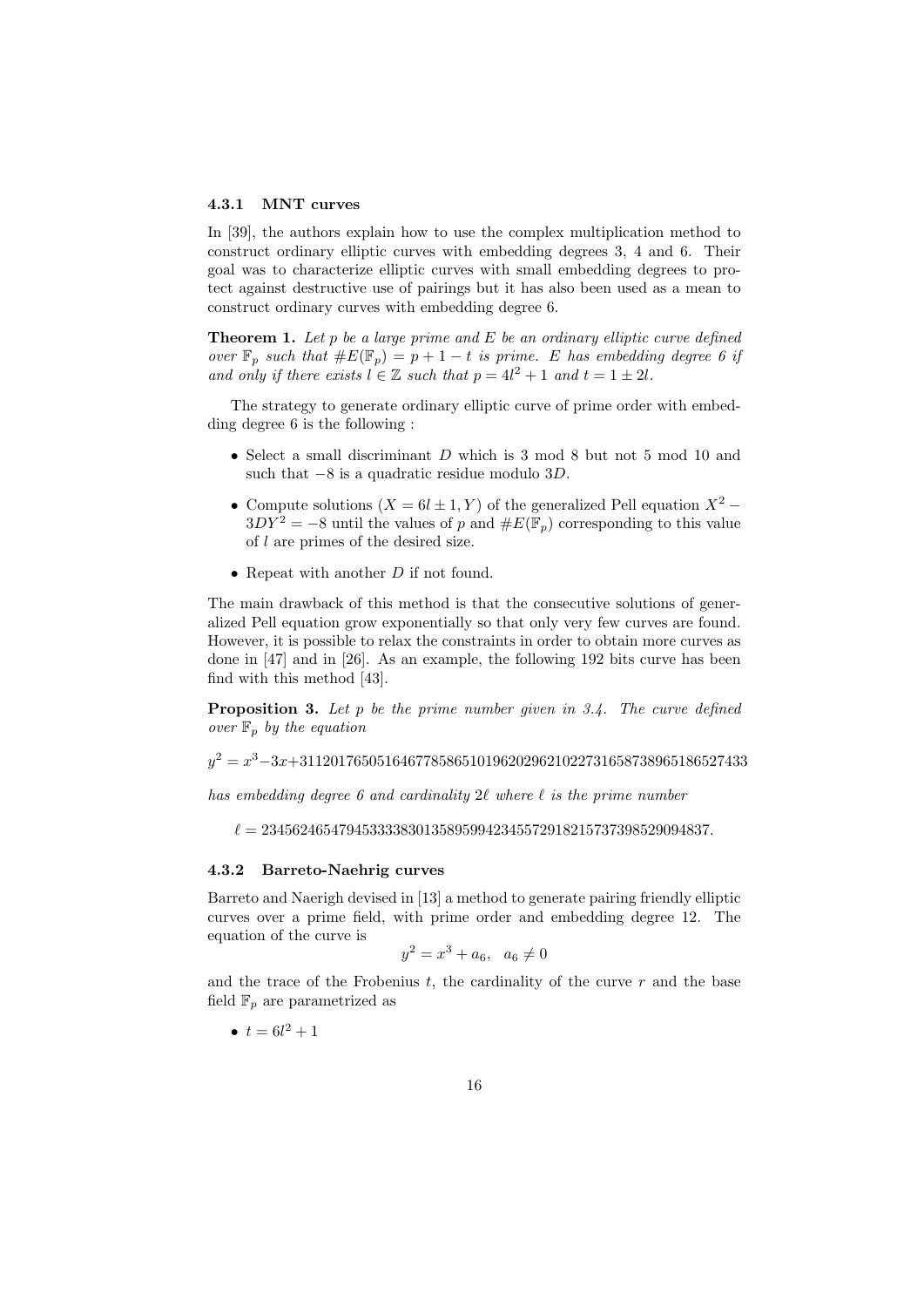### 4.3.1 MNT curves

In [39], the authors explain how to use the complex multiplication method to construct ordinary elliptic curves with embedding degrees 3, 4 and 6. Their goal was to characterize elliptic curves with small embedding degrees to protect against destructive use of pairings but it has also been used as a mean to construct ordinary curves with embedding degree 6.

**Theorem 1.** *Let $p$ be a large prime and $E$ be an ordinary elliptic curve defined over $\mathbb{F}_p$ such that $\#E(\mathbb{F}_p) = p + 1 - t$ is prime. $E$ has embedding degree 6 if and only if there exists $l \in \mathbb{Z}$ such that $p = 4l^2 + 1$ and $t = 1 \pm 2l$.*

The strategy to generate ordinary elliptic curve of prime order with embedding degree 6 is the following :

- Select a small discriminant $D$ which is 3 mod 8 but not 5 mod 10 and such that $-8$ is a quadratic residue modulo $3D$.
- Compute solutions $(X = 6l \pm 1, Y)$ of the generalized Pell equation $X^2 - 3DY^2 = -8$ until the values of $p$ and $\#E(\mathbb{F}_p)$ corresponding to this value of $l$ are primes of the desired size.
- Repeat with another $D$ if not found.

The main drawback of this method is that the consecutive solutions of generalized Pell equation grow exponentially so that only very few curves are found. However, it is possible to relax the constraints in order to obtain more curves as done in [47] and in [26]. As an example, the following 192 bits curve has been find with this method [43].

**Proposition 3.** *Let $p$ be the prime number given in 3.4. The curve defined over $\mathbb{F}_p$ by the equation*

$$y^2 = x^3 - 3x + 3112017650516467785865101962029621022731658738965186527433$$

*has embedding degree 6 and cardinality $2\ell$ where $\ell$ is the prime number*

$$\ell = 2345624654794533338301358959942345572918215737398529094837.$$

### 4.3.2 Barreto-Naehrig curves

Barreto and Naerigh devised in [13] a method to generate pairing friendly elliptic curves over a prime field, with prime order and embedding degree 12. The equation of the curve is

$$y^2 = x^3 + a_6, \quad a_6 \neq 0$$

and the trace of the Frobenius $t$, the cardinality of the curve $r$ and the base field $\mathbb{F}_p$ are parametrized as

- $t = 6l^2 + 1$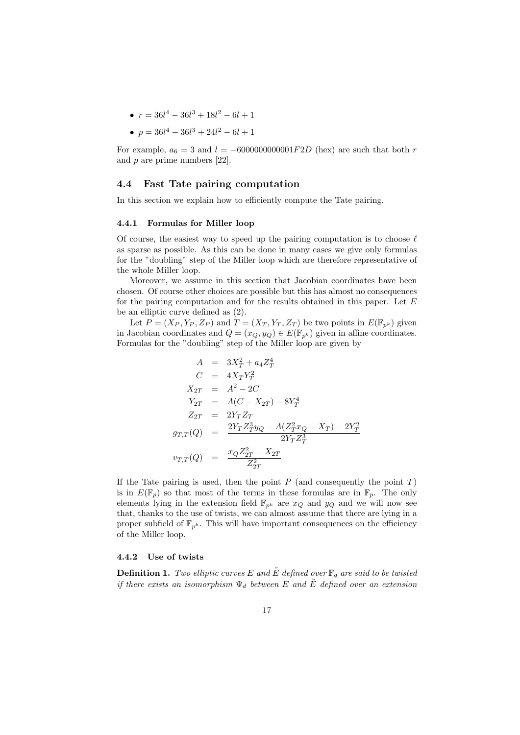- $r = 36l^4 - 36l^3 + 18l^2 - 6l + 1$
- $p = 36l^4 - 36l^3 + 24l^2 - 6l + 1$

For example, $a_6 = 3$ and $l = -6000000000001F2D$ (hex) are such that both $r$ and $p$ are prime numbers [22].

## 4.4 Fast Tate pairing computation

In this section we explain how to efficiently compute the Tate pairing.

### 4.4.1 Formulas for Miller loop

Of course, the easiest way to speed up the pairing computation is to choose $\ell$ as sparse as possible. As this can be done in many cases we give only formulas for the "doubling" step of the Miller loop which are therefore representative of the whole Miller loop.

Moreover, we assume in this section that Jacobian coordinates have been chosen. Of course other choices are possible but this has almost no consequences for the pairing computation and for the results obtained in this paper. Let $E$ be an elliptic curve defined as (2).

Let $P = (X_P, Y_P, Z_P)$ and $T = (X_T, Y_T, Z_T)$ be two points in $E(\mathbb{F}_{p^k})$ given in Jacobian coordinates and $Q = (x_Q, y_Q) \in E(\mathbb{F}_{p^k})$ given in affine coordinates. Formulas for the "doubling" step of the Miller loop are given by

$$
\begin{aligned}
A &= 3X_T^2 + a_4 Z_T^4 \\
C &= 4X_T Y_T^2 \\
X_{2T} &= A^2 - 2C \\
Y_{2T} &= A(C - X_{2T}) - 8Y_T^4 \\
Z_{2T} &= 2Y_T Z_T \\
g_{T,T}(Q) &= \frac{2Y_T Z_T^3 y_Q - A(Z_T^2 x_Q - X_T) - 2Y_T^2}{2Y_T Z_T^3} \\
v_{T,T}(Q) &= \frac{x_Q Z_{2T}^2 - X_{2T}}{Z_{2T}^2}
\end{aligned}
$$

If the Tate pairing is used, then the point $P$ (and consequently the point $T$) is in $E(\mathbb{F}_p)$ so that most of the terms in these formulas are in $\mathbb{F}_p$. The only elements lying in the extension field $\mathbb{F}_{p^k}$ are $x_Q$ and $y_Q$ and we will now see that, thanks to the use of twists, we can almost assume that there are lying in a proper subfield of $\mathbb{F}_{p^k}$. This will have important consequences on the efficiency of the Miller loop.

### 4.4.2 Use of twists

**Definition 1.** *Two elliptic curves $E$ and $\tilde{E}$ defined over $\mathbb{F}_q$ are said to be twisted if there exists an isomorphism $\Psi_d$ between $E$ and $\tilde{E}$ defined over an extension*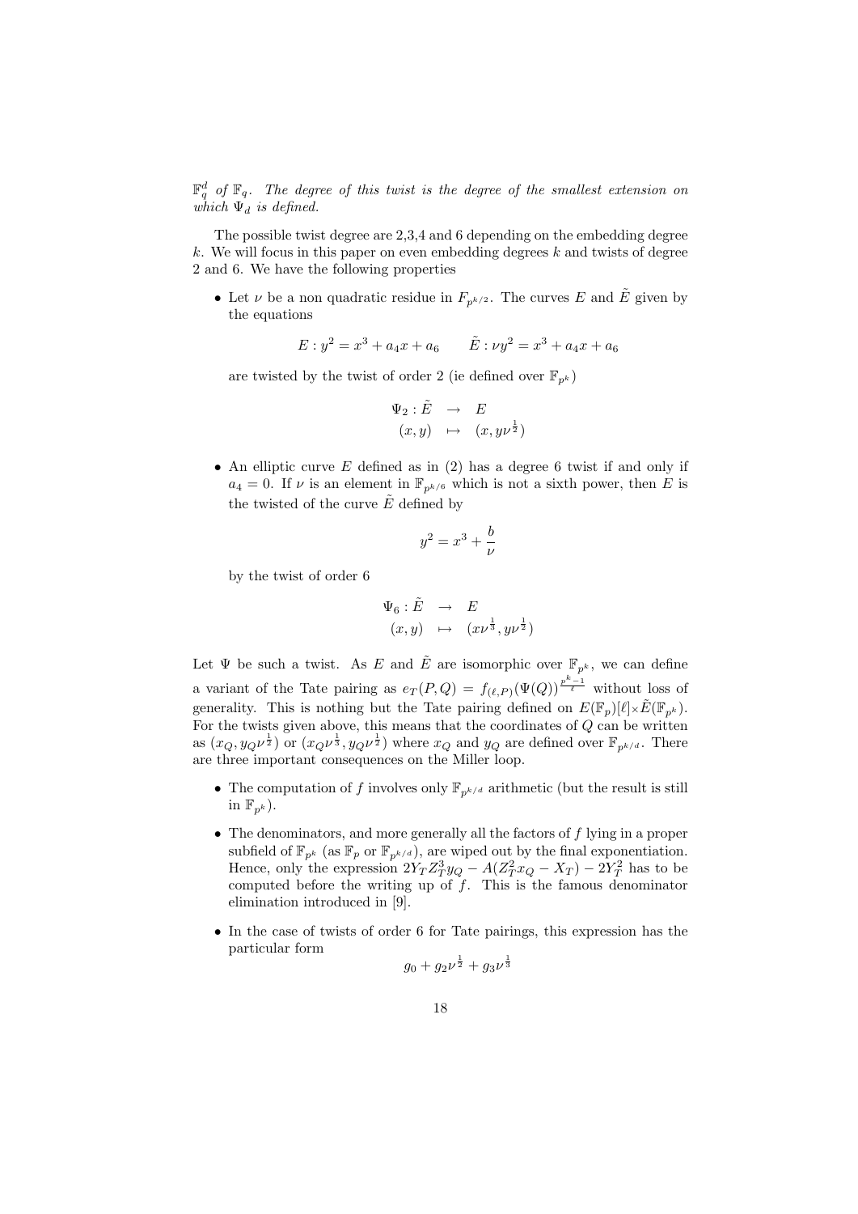$\mathbb{F}_q^d$ *of* $\mathbb{F}_q$*. The degree of this twist is the degree of the smallest extension on which* $\Psi_d$ *is defined.*

The possible twist degree are 2,3,4 and 6 depending on the embedding degree $k$. We will focus in this paper on even embedding degrees $k$ and twists of degree 2 and 6. We have the following properties

- Let $\nu$ be a non quadratic residue in $F_{p^{k/2}}$. The curves $E$ and $\tilde{E}$ given by the equations

$$E : y^2 = x^3 + a_4x + a_6 \qquad \tilde{E} : \nu y^2 = x^3 + a_4x + a_6$$

  are twisted by the twist of order 2 (ie defined over $\mathbb{F}_{p^k}$)

$$\begin{array}{rcl} \Psi_2 : \tilde{E} & \rightarrow & E \\ (x, y) & \mapsto & (x, y\nu^{\frac{1}{2}}) \end{array}$$

- An elliptic curve $E$ defined as in (2) has a degree 6 twist if and only if $a_4 = 0$. If $\nu$ is an element in $\mathbb{F}_{p^{k/6}}$ which is not a sixth power, then $E$ is the twisted of the curve $\tilde{E}$ defined by

$$y^2 = x^3 + \frac{b}{\nu}$$

  by the twist of order 6

$$\begin{array}{rcl} \Psi_6 : \tilde{E} & \rightarrow & E \\ (x, y) & \mapsto & (x\nu^{\frac{1}{3}}, y\nu^{\frac{1}{2}}) \end{array}$$

Let $\Psi$ be such a twist. As $E$ and $\tilde{E}$ are isomorphic over $\mathbb{F}_{p^k}$, we can define a variant of the Tate pairing as $e_T(P, Q) = f_{(\ell,P)}(\Psi(Q))^{\frac{p^k-1}{\ell}}$ without loss of generality. This is nothing but the Tate pairing defined on $E(\mathbb{F}_p)[\ell] \times \tilde{E}(\mathbb{F}_{p^k})$. For the twists given above, this means that the coordinates of $Q$ can be written as $(x_Q, y_Q\nu^{\frac{1}{2}})$ or $(x_Q\nu^{\frac{1}{3}}, y_Q\nu^{\frac{1}{2}})$ where $x_Q$ and $y_Q$ are defined over $\mathbb{F}_{p^{k/d}}$. There are three important consequences on the Miller loop.

- The computation of $f$ involves only $\mathbb{F}_{p^{k/d}}$ arithmetic (but the result is still in $\mathbb{F}_{p^k}$).
- The denominators, and more generally all the factors of $f$ lying in a proper subfield of $\mathbb{F}_{p^k}$ (as $\mathbb{F}_p$ or $\mathbb{F}_{p^{k/d}}$), are wiped out by the final exponentiation. Hence, only the expression $2Y_TZ_T^3y_Q - A(Z_T^2x_Q - X_T) - 2Y_T^2$ has to be computed before the writing up of $f$. This is the famous denominator elimination introduced in [9].
- In the case of twists of order 6 for Tate pairings, this expression has the particular form

$$g_0 + g_2\nu^{\frac{1}{2}} + g_3\nu^{\frac{1}{3}}$$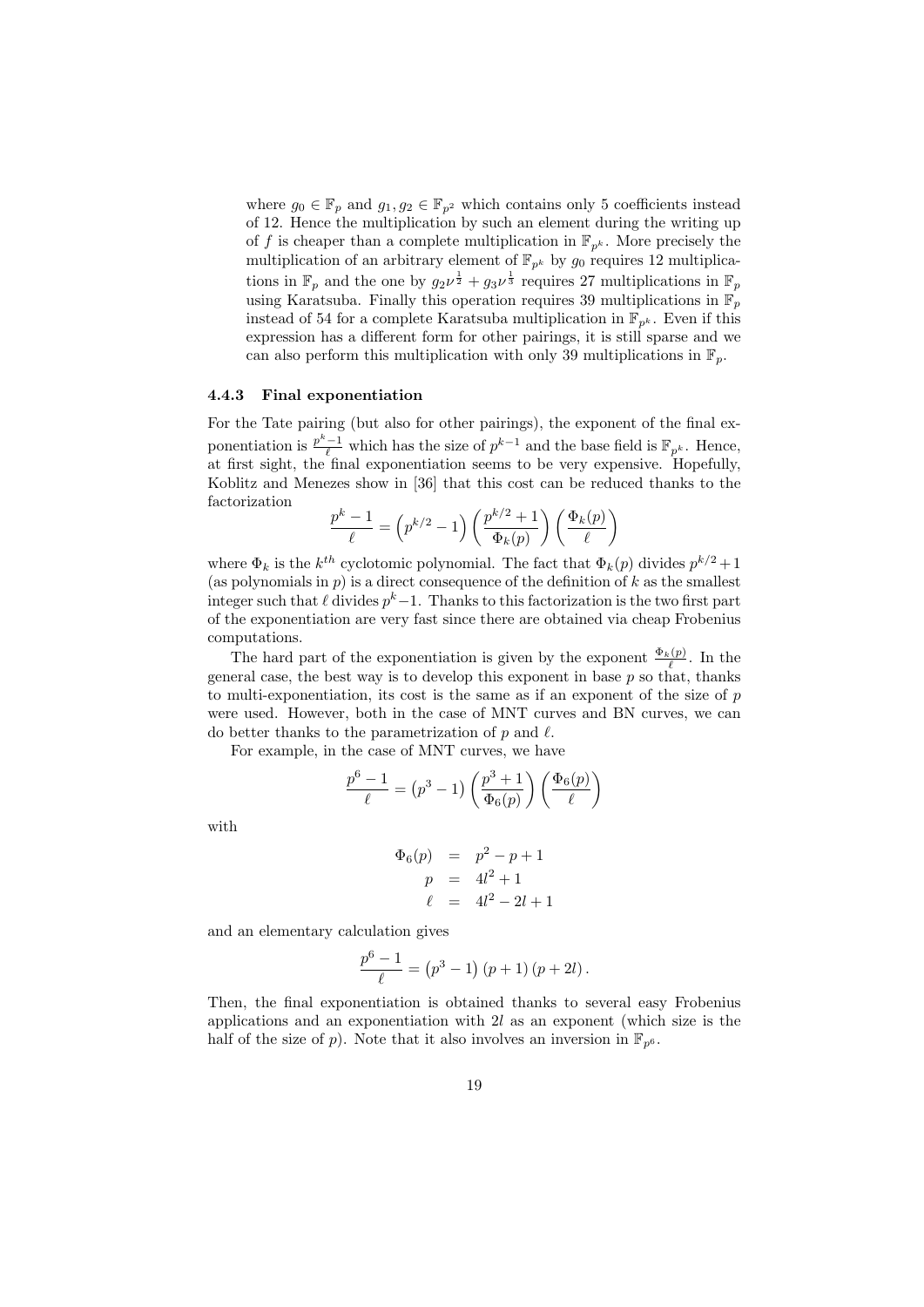where $g_0 \in \mathbb{F}_p$ and $g_1, g_2 \in \mathbb{F}_{p^2}$ which contains only 5 coefficients instead of 12. Hence the multiplication by such an element during the writing up of $f$ is cheaper than a complete multiplication in $\mathbb{F}_{p^k}$. More precisely the multiplication of an arbitrary element of $\mathbb{F}_{p^k}$ by $g_0$ requires 12 multiplications in $\mathbb{F}_p$ and the one by $g_2\nu^{\frac{1}{2}} + g_3\nu^{\frac{1}{3}}$ requires 27 multiplications in $\mathbb{F}_p$ using Karatsuba. Finally this operation requires 39 multiplications in $\mathbb{F}_p$ instead of 54 for a complete Karatsuba multiplication in $\mathbb{F}_{p^k}$. Even if this expression has a different form for other pairings, it is still sparse and we can also perform this multiplication with only 39 multiplications in $\mathbb{F}_p$.

#### 4.4.3 Final exponentiation

For the Tate pairing (but also for other pairings), the exponent of the final exponentiation is $\frac{p^k-1}{\ell}$ which has the size of $p^{k-1}$ and the base field is $\mathbb{F}_{p^k}$. Hence, at first sight, the final exponentiation seems to be very expensive. Hopefully, Koblitz and Menezes show in [36] that this cost can be reduced thanks to the factorization

$$\frac{p^k-1}{\ell} = \left(p^{k/2}-1\right)\left(\frac{p^{k/2}+1}{\Phi_k(p)}\right)\left(\frac{\Phi_k(p)}{\ell}\right)$$

where $\Phi_k$ is the $k^{th}$ cyclotomic polynomial. The fact that $\Phi_k(p)$ divides $p^{k/2}+1$ (as polynomials in $p$) is a direct consequence of the definition of $k$ as the smallest integer such that $\ell$ divides $p^k-1$. Thanks to this factorization is the two first part of the exponentiation are very fast since there are obtained via cheap Frobenius computations.

The hard part of the exponentiation is given by the exponent $\frac{\Phi_k(p)}{\ell}$. In the general case, the best way is to develop this exponent in base $p$ so that, thanks to multi-exponentiation, its cost is the same as if an exponent of the size of $p$ were used. However, both in the case of MNT curves and BN curves, we can do better thanks to the parametrization of $p$ and $\ell$.

For example, in the case of MNT curves, we have

$$\frac{p^6-1}{\ell} = \left(p^3-1\right)\left(\frac{p^3+1}{\Phi_6(p)}\right)\left(\frac{\Phi_6(p)}{\ell}\right)$$

with

$$\begin{aligned} \Phi_6(p) &= p^2-p+1 \\ p &= 4l^2+1 \\ \ell &= 4l^2-2l+1 \end{aligned}$$

and an elementary calculation gives

$$\frac{p^6-1}{\ell} = \left(p^3-1\right)\left(p+1\right)\left(p+2l\right).$$

Then, the final exponentiation is obtained thanks to several easy Frobenius applications and an exponentiation with $2l$ as an exponent (which size is the half of the size of $p$). Note that it also involves an inversion in $\mathbb{F}_{p^6}$.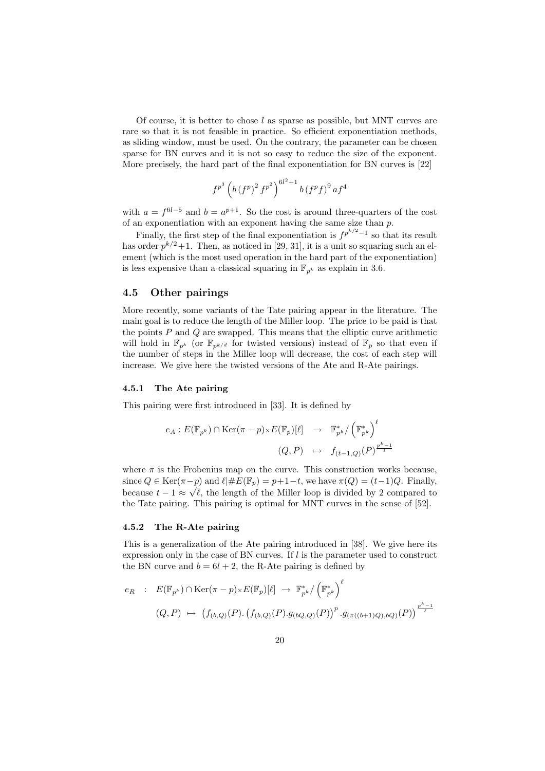Of course, it is better to chose $l$ as sparse as possible, but MNT curves are rare so that it is not feasible in practice. So efficient exponentiation methods, as sliding window, must be used. On the contrary, the parameter can be chosen sparse for BN curves and it is not so easy to reduce the size of the exponent. More precisely, the hard part of the final exponentiation for BN curves is [22]

$$f^{p^3}\left(b\,(f^p)^2\,f^{p^2}\right)^{6l^2+1} b\,(f^p f)^9\,af^4$$

with $a = f^{6l-5}$ and $b = a^{p+1}$. So the cost is around three-quarters of the cost of an exponentiation with an exponent having the same size than $p$.

Finally, the first step of the final exponentiation is $f^{p^{k/2}-1}$ so that its result has order $p^{k/2}+1$. Then, as noticed in [29, 31], it is a unit so squaring such an element (which is the most used operation in the hard part of the exponentiation) is less expensive than a classical squaring in $\mathbb{F}_{p^k}$ as explain in 3.6.

## 4.5 Other pairings

More recently, some variants of the Tate pairing appear in the literature. The main goal is to reduce the length of the Miller loop. The price to be paid is that the points $P$ and $Q$ are swapped. This means that the elliptic curve arithmetic will hold in $\mathbb{F}_{p^k}$ (or $\mathbb{F}_{p^{k/d}}$ for twisted versions) instead of $\mathbb{F}_p$ so that even if the number of steps in the Miller loop will decrease, the cost of each step will increase. We give here the twisted versions of the Ate and R-Ate pairings.

### 4.5.1 The Ate pairing

This pairing were first introduced in [33]. It is defined by

$$\begin{array}{rcl} e_A : E(\mathbb{F}_{p^k}) \cap \mathrm{Ker}(\pi - p) \times E(\mathbb{F}_p)[\ell] & \rightarrow & \mathbb{F}_{p^k}^* / \left(\mathbb{F}_{p^k}^*\right)^{\ell} \\ (Q, P) & \mapsto & f_{(t-1,Q)}(P)^{\frac{p^k-1}{\ell}} \end{array}$$

where $\pi$ is the Frobenius map on the curve. This construction works because, since $Q \in \mathrm{Ker}(\pi - p)$ and $\ell | \#E(\mathbb{F}_p) = p+1-t$, we have $\pi(Q) = (t-1)Q$. Finally, because $t - 1 \approx \sqrt{\ell}$, the length of the Miller loop is divided by 2 compared to the Tate pairing. This pairing is optimal for MNT curves in the sense of [52].

### 4.5.2 The R-Ate pairing

This is a generalization of the Ate pairing introduced in [38]. We give here its expression only in the case of BN curves. If $l$ is the parameter used to construct the BN curve and $b = 6l + 2$, the R-Ate pairing is defined by

$$\begin{array}{rcl} e_R & : & E(\mathbb{F}_{p^k}) \cap \mathrm{Ker}(\pi - p) \times E(\mathbb{F}_p)[\ell] \rightarrow \mathbb{F}_{p^k}^* / \left(\mathbb{F}_{p^k}^*\right)^{\ell} \\ & & (Q, P) \mapsto \left(f_{(b,Q)}(P).\left(f_{(b,Q)}(P).g_{(bQ,Q)}(P)\right)^p.g_{(\pi((b+1)Q),bQ)}(P)\right)^{\frac{p^k-1}{\ell}} \end{array}$$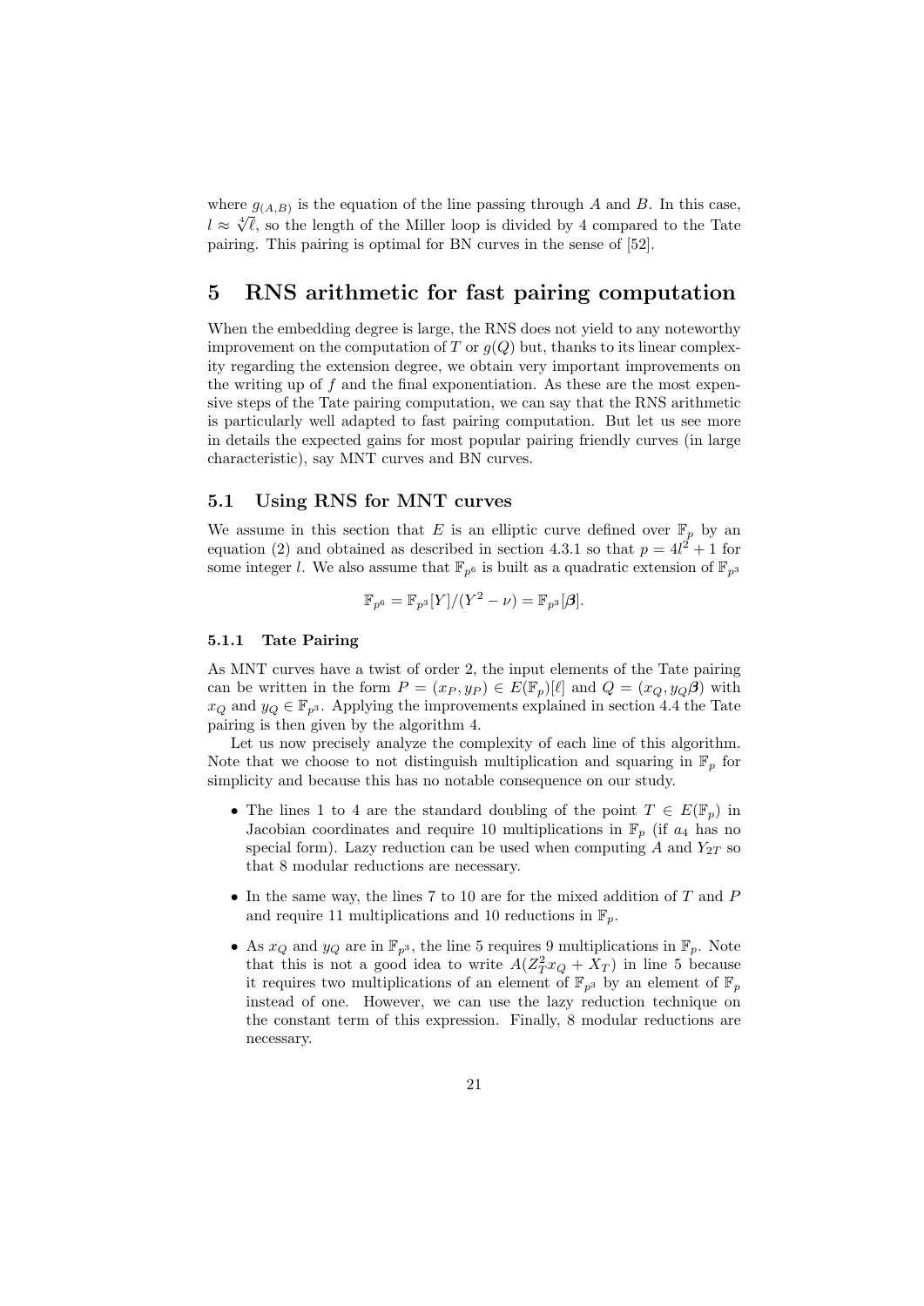where $g_{(A,B)}$ is the equation of the line passing through $A$ and $B$. In this case, $l \approx \sqrt[4]{\ell}$, so the length of the Miller loop is divided by 4 compared to the Tate pairing. This pairing is optimal for BN curves in the sense of [52].

# 5 RNS arithmetic for fast pairing computation

When the embedding degree is large, the RNS does not yield to any noteworthy improvement on the computation of $T$ or $g(Q)$ but, thanks to its linear complexity regarding the extension degree, we obtain very important improvements on the writing up of $f$ and the final exponentiation. As these are the most expensive steps of the Tate pairing computation, we can say that the RNS arithmetic is particularly well adapted to fast pairing computation. But let us see more in details the expected gains for most popular pairing friendly curves (in large characteristic), say MNT curves and BN curves.

## 5.1 Using RNS for MNT curves

We assume in this section that $E$ is an elliptic curve defined over $\mathbb{F}_p$ by an equation (2) and obtained as described in section 4.3.1 so that $p = 4l^2 + 1$ for some integer $l$. We also assume that $\mathbb{F}_{p^6}$ is built as a quadratic extension of $\mathbb{F}_{p^3}$

$$\mathbb{F}_{p^6} = \mathbb{F}_{p^3}[Y]/(Y^2 - \nu) = \mathbb{F}_{p^3}[\boldsymbol{\beta}].$$

### 5.1.1 Tate Pairing

As MNT curves have a twist of order 2, the input elements of the Tate pairing can be written in the form $P = (x_P, y_P) \in E(\mathbb{F}_p)[\ell]$ and $Q = (x_Q, y_Q\boldsymbol{\beta})$ with $x_Q$ and $y_Q \in \mathbb{F}_{p^3}$. Applying the improvements explained in section 4.4 the Tate pairing is then given by the algorithm 4.

Let us now precisely analyze the complexity of each line of this algorithm. Note that we choose to not distinguish multiplication and squaring in $\mathbb{F}_p$ for simplicity and because this has no notable consequence on our study.

- The lines 1 to 4 are the standard doubling of the point $T \in E(\mathbb{F}_p)$ in Jacobian coordinates and require 10 multiplications in $\mathbb{F}_p$ (if $a_4$ has no special form). Lazy reduction can be used when computing $A$ and $Y_{2T}$ so that 8 modular reductions are necessary.
- In the same way, the lines 7 to 10 are for the mixed addition of $T$ and $P$ and require 11 multiplications and 10 reductions in $\mathbb{F}_p$.
- As $x_Q$ and $y_Q$ are in $\mathbb{F}_{p^3}$, the line 5 requires 9 multiplications in $\mathbb{F}_p$. Note that this is not a good idea to write $A(Z_T^2 x_Q + X_T)$ in line 5 because it requires two multiplications of an element of $\mathbb{F}_{p^3}$ by an element of $\mathbb{F}_p$ instead of one. However, we can use the lazy reduction technique on the constant term of this expression. Finally, 8 modular reductions are necessary.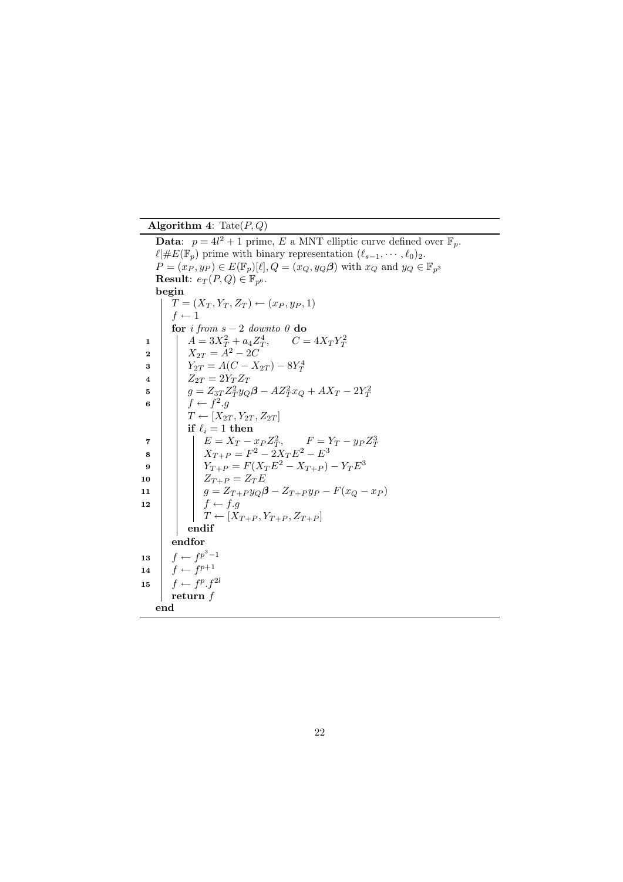**Algorithm 4**: Tate$(P,Q)$

```
Data: p = 4l^2 + 1 prime, E a MNT elliptic curve defined over F_p.
      ℓ | #E(F_p) prime with binary representation (ℓ_{s-1}, ..., ℓ_0)_2.
      P = (x_P, y_P) ∈ E(F_p)[ℓ], Q = (x_Q, y_Q β) with x_Q and y_Q ∈ F_{p^3}
Result: e_T(P,Q) ∈ F_{p^6}.
begin
      T = (X_T, Y_T, Z_T) ← (x_P, y_P, 1)
      f ← 1
      for i from s − 2 downto 0 do
 1        A = 3X_T^2 + a_4 Z_T^4,     C = 4 X_T Y_T^2
 2        X_{2T} = A^2 − 2C
 3        Y_{2T} = A(C − X_{2T}) − 8 Y_T^4
 4        Z_{2T} = 2 Y_T Z_T
 5        g = Z_{3T} Z_T^2 y_Q β − A Z_T^2 x_Q + A X_T − 2 Y_T^2
 6        f ← f^2.g
          T ← [X_{2T}, Y_{2T}, Z_{2T}]
          if ℓ_i = 1 then
 7            E = X_T − x_P Z_T^2,     F = Y_T − y_P Z_T^3
 8            X_{T+P} = F^2 − 2 X_T E^2 − E^3
 9            Y_{T+P} = F(X_T E^2 − X_{T+P}) − Y_T E^3
10            Z_{T+P} = Z_T E
11            g = Z_{T+P} y_Q β − Z_{T+P} y_P − F(x_Q − x_P)
12            f ← f.g
              T ← [X_{T+P}, Y_{T+P}, Z_{T+P}]
          endif
      endfor
13    f ← f^{p^3 − 1}
14    f ← f^{p+1}
15    f ← f^p . f^{2l}
      return f
end
```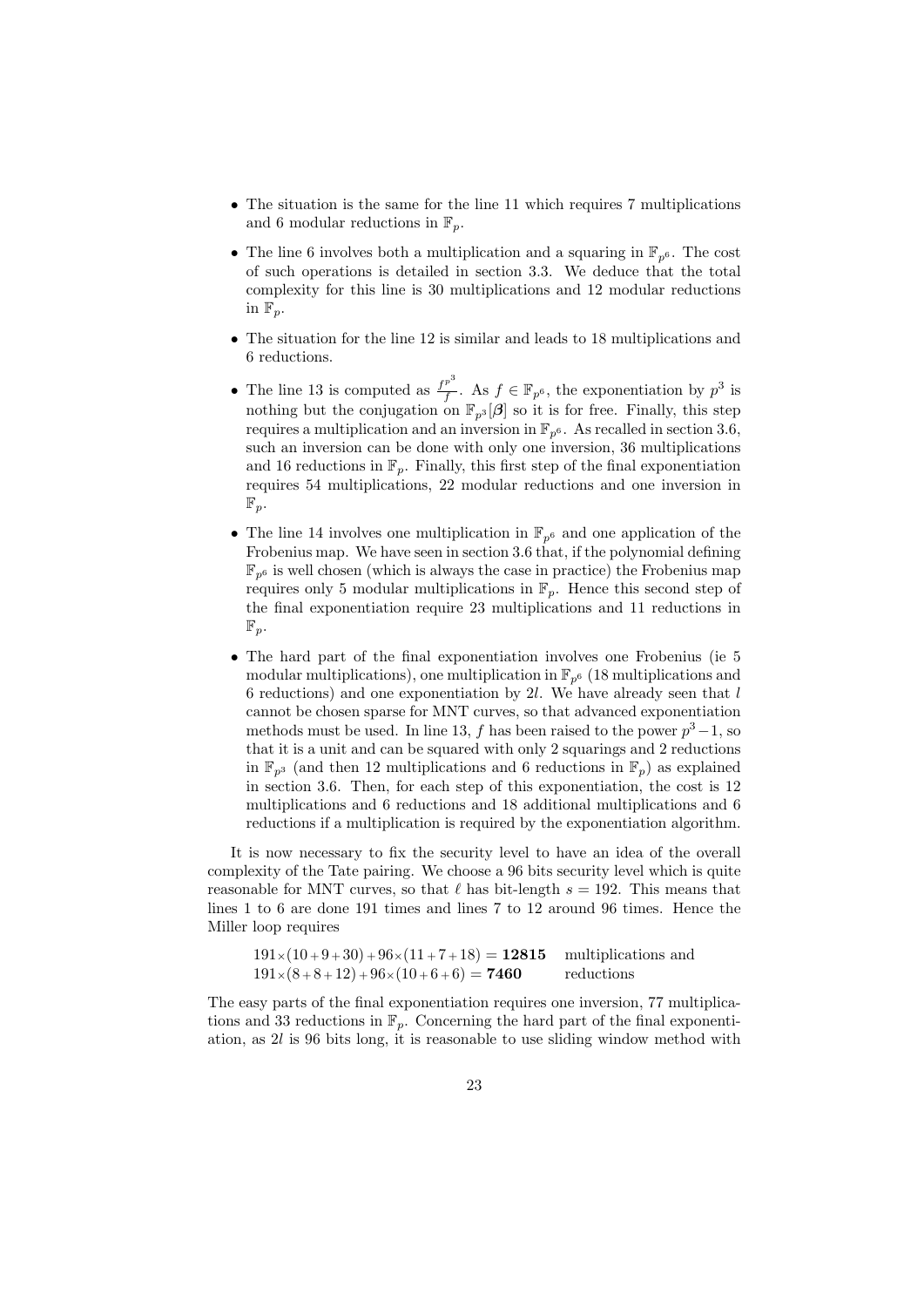- The situation is the same for the line 11 which requires 7 multiplications and 6 modular reductions in $\mathbb{F}_p$.
- The line 6 involves both a multiplication and a squaring in $\mathbb{F}_{p^6}$. The cost of such operations is detailed in section 3.3. We deduce that the total complexity for this line is 30 multiplications and 12 modular reductions in $\mathbb{F}_p$.
- The situation for the line 12 is similar and leads to 18 multiplications and 6 reductions.
- The line 13 is computed as $\frac{f^{p^3}}{f}$. As $f \in \mathbb{F}_{p^6}$, the exponentiation by $p^3$ is nothing but the conjugation on $\mathbb{F}_{p^3}[\beta]$ so it is for free. Finally, this step requires a multiplication and an inversion in $\mathbb{F}_{p^6}$. As recalled in section 3.6, such an inversion can be done with only one inversion, 36 multiplications and 16 reductions in $\mathbb{F}_p$. Finally, this first step of the final exponentiation requires 54 multiplications, 22 modular reductions and one inversion in $\mathbb{F}_p$.
- The line 14 involves one multiplication in $\mathbb{F}_{p^6}$ and one application of the Frobenius map. We have seen in section 3.6 that, if the polynomial defining $\mathbb{F}_{p^6}$ is well chosen (which is always the case in practice) the Frobenius map requires only 5 modular multiplications in $\mathbb{F}_p$. Hence this second step of the final exponentiation require 23 multiplications and 11 reductions in $\mathbb{F}_p$.
- The hard part of the final exponentiation involves one Frobenius (ie 5 modular multiplications), one multiplication in $\mathbb{F}_{p^6}$ (18 multiplications and 6 reductions) and one exponentiation by $2l$. We have already seen that $l$ cannot be chosen sparse for MNT curves, so that advanced exponentiation methods must be used. In line 13, $f$ has been raised to the power $p^3-1$, so that it is a unit and can be squared with only 2 squarings and 2 reductions in $\mathbb{F}_{p^3}$ (and then 12 multiplications and 6 reductions in $\mathbb{F}_p$) as explained in section 3.6. Then, for each step of this exponentiation, the cost is 12 multiplications and 6 reductions and 18 additional multiplications and 6 reductions if a multiplication is required by the exponentiation algorithm.

It is now necessary to fix the security level to have an idea of the overall complexity of the Tate pairing. We choose a 96 bits security level which is quite reasonable for MNT curves, so that $\ell$ has bit-length $s = 192$. This means that lines 1 to 6 are done 191 times and lines 7 to 12 around 96 times. Hence the Miller loop requires

$191 \times (10+9+30) + 96 \times (11+7+18) = \mathbf{12815}$ multiplications and
$191 \times (8+8+12) + 96 \times (10+6+6) = \mathbf{7460}$ reductions

The easy parts of the final exponentiation requires one inversion, 77 multiplications and 33 reductions in $\mathbb{F}_p$. Concerning the hard part of the final exponentiation, as $2l$ is 96 bits long, it is reasonable to use sliding window method with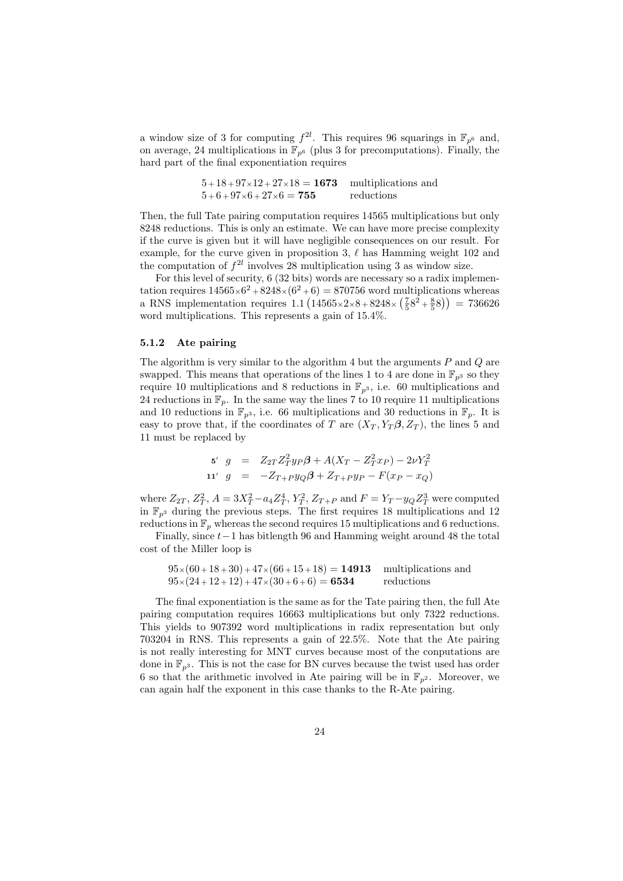a window size of 3 for computing $f^{2l}$. This requires 96 squarings in $\mathbb{F}_{p^6}$ and, on average, 24 multiplications in $\mathbb{F}_{p^6}$ (plus 3 for precomputations). Finally, the hard part of the final exponentiation requires

$$\begin{array}{ll} 5+18+97\times12+27\times18 = \mathbf{1673} & \text{multiplications and} \\ 5+6+97\times6+27\times6 = \mathbf{755} & \text{reductions} \end{array}$$

Then, the full Tate pairing computation requires 14565 multiplications but only 8248 reductions. This is only an estimate. We can have more precise complexity if the curve is given but it will have negligible consequences on our result. For example, for the curve given in proposition 3, $\ell$ has Hamming weight 102 and the computation of $f^{2l}$ involves 28 multiplication using 3 as window size.

For this level of security, 6 (32 bits) words are necessary so a radix implementation requires $14565\times6^2+8248\times(6^2+6) = 870756$ word multiplications whereas a RNS implementation requires $1.1\left(14565\times2\times8+8248\times\left(\frac{7}{5}8^2+\frac{8}{5}8\right)\right) = 736626$ word multiplications. This represents a gain of 15.4%.

### 5.1.2 Ate pairing

The algorithm is very similar to the algorithm 4 but the arguments $P$ and $Q$ are swapped. This means that operations of the lines 1 to 4 are done in $\mathbb{F}_{p^3}$ so they require 10 multiplications and 8 reductions in $\mathbb{F}_{p^3}$, i.e. 60 multiplications and 24 reductions in $\mathbb{F}_p$. In the same way the lines 7 to 10 require 11 multiplications and 10 reductions in $\mathbb{F}_{p^3}$, i.e. 66 multiplications and 30 reductions in $\mathbb{F}_p$. It is easy to prove that, if the coordinates of $T$ are $(X_T, Y_T\boldsymbol{\beta}, Z_T)$, the lines 5 and 11 must be replaced by

$$\begin{array}{lll} \mathbf{5'}\ g & = & Z_{2T}Z_T^2 y_P\boldsymbol{\beta} + A(X_T - Z_T^2 x_P) - 2\nu Y_T^2 \\ \mathbf{11'}\ g & = & -Z_{T+P}y_Q\boldsymbol{\beta} + Z_{T+P}y_P - F(x_P - x_Q) \end{array}$$

where $Z_{2T}$, $Z_T^2$, $A = 3X_T^2 - a_4Z_T^4$, $Y_T^2$, $Z_{T+P}$ and $F = Y_T - y_QZ_T^3$ were computed in $\mathbb{F}_{p^3}$ during the previous steps. The first requires 18 multiplications and 12 reductions in $\mathbb{F}_p$ whereas the second requires 15 multiplications and 6 reductions.

Finally, since $t-1$ has bitlength 96 and Hamming weight around 48 the total cost of the Miller loop is

$$\begin{array}{ll} 95\times(60+18+30)+47\times(66+15+18) = \mathbf{14913} & \text{multiplications and} \\ 95\times(24+12+12)+47\times(30+6+6) = \mathbf{6534} & \text{reductions} \end{array}$$

The final exponentiation is the same as for the Tate pairing then, the full Ate pairing computation requires 16663 multiplications but only 7322 reductions. This yields to 907392 word multiplications in radix representation but only 703204 in RNS. This represents a gain of 22.5%. Note that the Ate pairing is not really interesting for MNT curves because most of the conputations are done in $\mathbb{F}_{p^3}$. This is not the case for BN curves because the twist used has order 6 so that the arithmetic involved in Ate pairing will be in $\mathbb{F}_{p^2}$. Moreover, we can again half the exponent in this case thanks to the R-Ate pairing.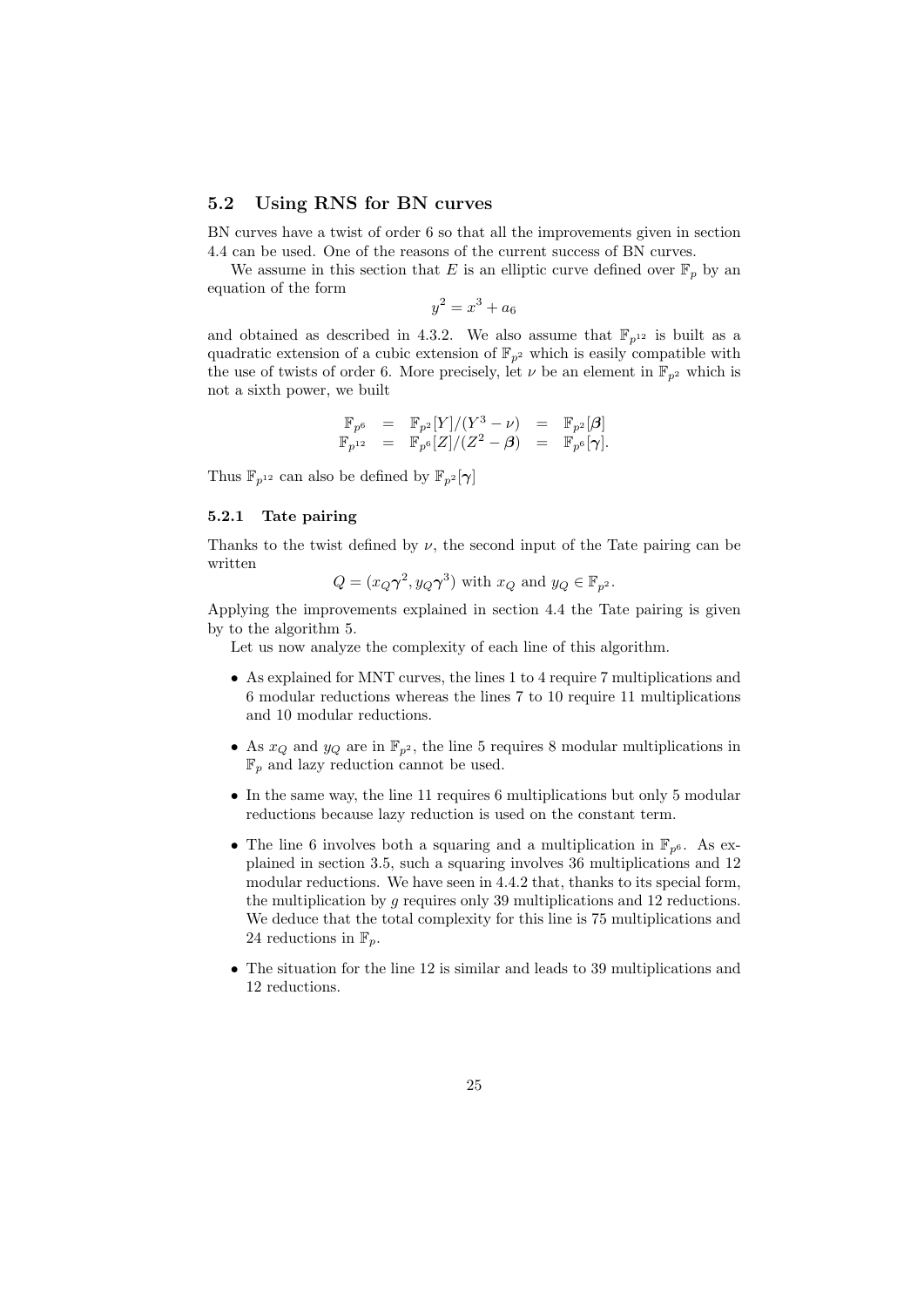## 5.2 Using RNS for BN curves

BN curves have a twist of order 6 so that all the improvements given in section 4.4 can be used. One of the reasons of the current success of BN curves.

We assume in this section that $E$ is an elliptic curve defined over $\mathbb{F}_p$ by an equation of the form

$$y^2 = x^3 + a_6$$

and obtained as described in 4.3.2. We also assume that $\mathbb{F}_{p^{12}}$ is built as a quadratic extension of a cubic extension of $\mathbb{F}_{p^2}$ which is easily compatible with the use of twists of order 6. More precisely, let $\nu$ be an element in $\mathbb{F}_{p^2}$ which is not a sixth power, we built

$$\begin{array}{rcccl} \mathbb{F}_{p^6} & = & \mathbb{F}_{p^2}[Y]/(Y^3 - \nu) & = & \mathbb{F}_{p^2}[\boldsymbol{\beta}] \\ \mathbb{F}_{p^{12}} & = & \mathbb{F}_{p^6}[Z]/(Z^2 - \boldsymbol{\beta}) & = & \mathbb{F}_{p^6}[\boldsymbol{\gamma}]. \end{array}$$

Thus $\mathbb{F}_{p^{12}}$ can also be defined by $\mathbb{F}_{p^2}[\boldsymbol{\gamma}]$

### 5.2.1 Tate pairing

Thanks to the twist defined by $\nu$, the second input of the Tate pairing can be written

$$Q = (x_Q\boldsymbol{\gamma}^2, y_Q\boldsymbol{\gamma}^3) \text{ with } x_Q \text{ and } y_Q \in \mathbb{F}_{p^2}.$$

Applying the improvements explained in section 4.4 the Tate pairing is given by to the algorithm 5.

Let us now analyze the complexity of each line of this algorithm.

- As explained for MNT curves, the lines 1 to 4 require 7 multiplications and 6 modular reductions whereas the lines 7 to 10 require 11 multiplications and 10 modular reductions.
- As $x_Q$ and $y_Q$ are in $\mathbb{F}_{p^2}$, the line 5 requires 8 modular multiplications in $\mathbb{F}_p$ and lazy reduction cannot be used.
- In the same way, the line 11 requires 6 multiplications but only 5 modular reductions because lazy reduction is used on the constant term.
- The line 6 involves both a squaring and a multiplication in $\mathbb{F}_{p^6}$. As explained in section 3.5, such a squaring involves 36 multiplications and 12 modular reductions. We have seen in 4.4.2 that, thanks to its special form, the multiplication by $g$ requires only 39 multiplications and 12 reductions. We deduce that the total complexity for this line is 75 multiplications and 24 reductions in $\mathbb{F}_p$.
- The situation for the line 12 is similar and leads to 39 multiplications and 12 reductions.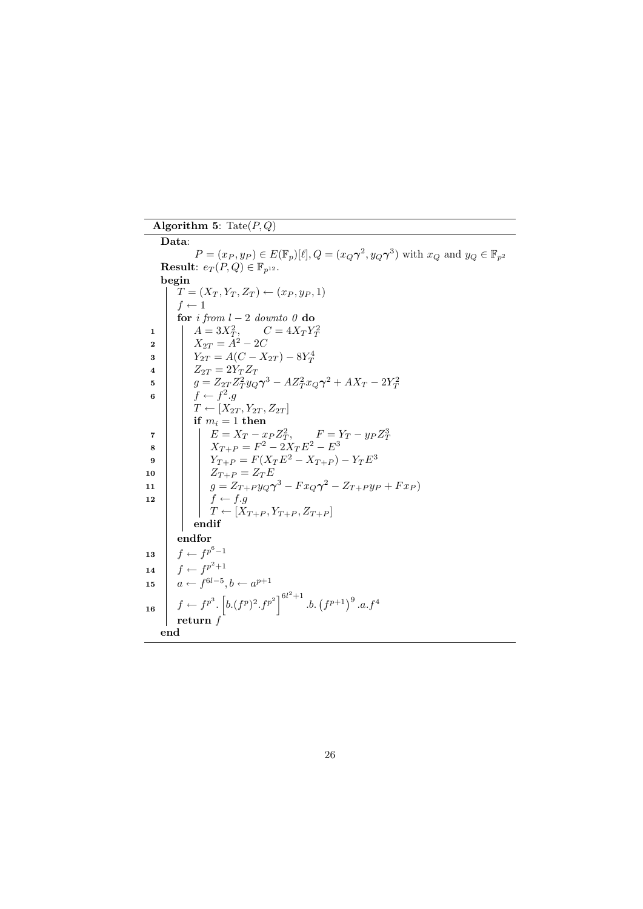**Algorithm 5**: Tate$(P, Q)$

**Data**:
$P = (x_P, y_P) \in E(\mathbb{F}_p)[\ell], Q = (x_Q\gamma^2, y_Q\gamma^3)$ with $x_Q$ and $y_Q \in \mathbb{F}_{p^2}$

**Result**: $e_T(P, Q) \in \mathbb{F}_{p^{12}}$.

```
begin
      T = (X_T, Y_T, Z_T) ← (x_P, y_P, 1)
      f ← 1
      for i from l − 2 downto 0 do
 1        A = 3X_T^2,     C = 4X_T Y_T^2
 2        X_{2T} = A^2 − 2C
 3        Y_{2T} = A(C − X_{2T}) − 8Y_T^4
 4        Z_{2T} = 2Y_T Z_T
 5        g = Z_{2T} Z_T^2 y_Q γ^3 − A Z_T^2 x_Q γ^2 + A X_T − 2Y_T^2
 6        f ← f^2.g
          T ← [X_{2T}, Y_{2T}, Z_{2T}]
          if m_i = 1 then
 7            E = X_T − x_P Z_T^2,     F = Y_T − y_P Z_T^3
 8            X_{T+P} = F^2 − 2X_T E^2 − E^3
 9            Y_{T+P} = F(X_T E^2 − X_{T+P}) − Y_T E^3
10            Z_{T+P} = Z_T E
11            g = Z_{T+P} y_Q γ^3 − F x_Q γ^2 − Z_{T+P} y_P + F x_P)
12            f ← f.g
              T ← [X_{T+P}, Y_{T+P}, Z_{T+P}]
          endif
      endfor
13    f ← f^{p^6 − 1}
14    f ← f^{p^2 + 1}
15    a ← f^{6l − 5}, b ← a^{p+1}
16    f ← f^{p^3}.[b.(f^p)^2.f^{p^2}]^{6l^2 + 1}.b.(f^{p+1})^9.a.f^4
      return f
end
```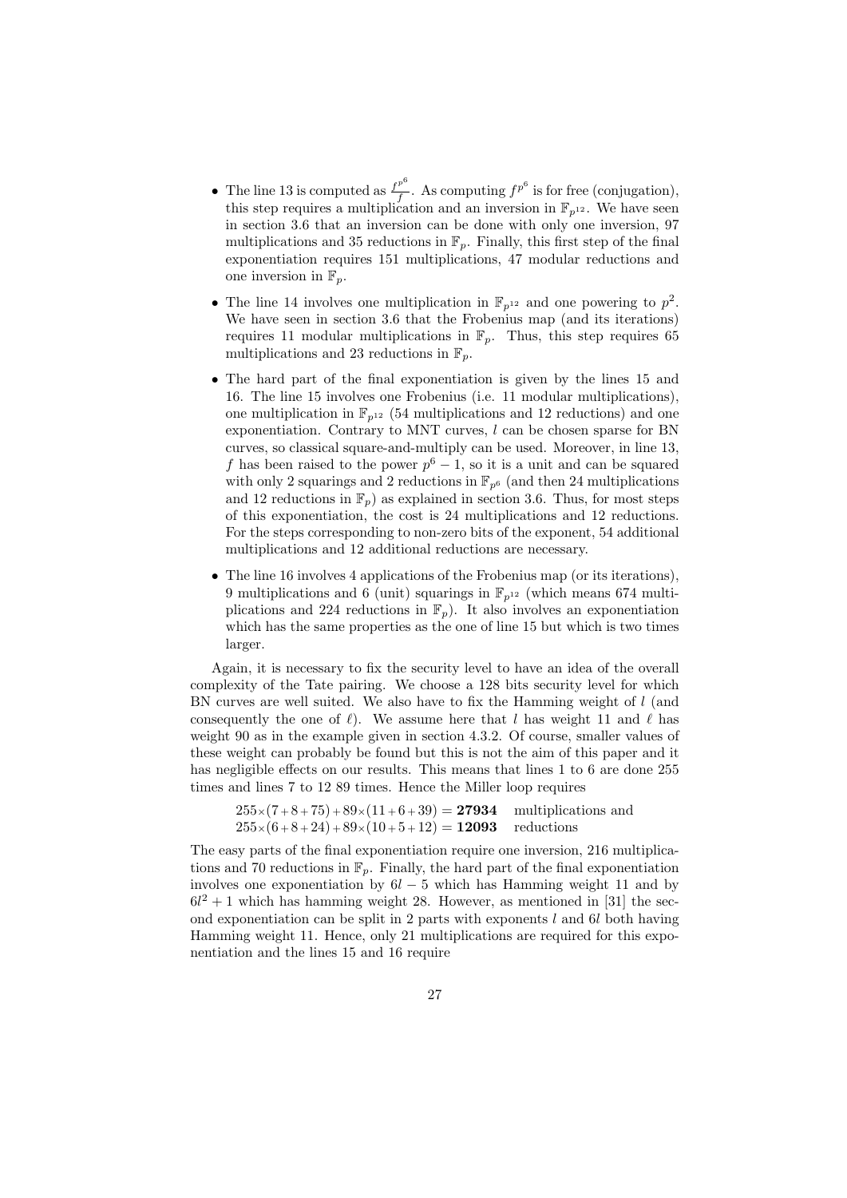- The line 13 is computed as $\frac{f^{p^6}}{f}$. As computing $f^{p^6}$ is for free (conjugation), this step requires a multiplication and an inversion in $\mathbb{F}_{p^{12}}$. We have seen in section 3.6 that an inversion can be done with only one inversion, 97 multiplications and 35 reductions in $\mathbb{F}_p$. Finally, this first step of the final exponentiation requires 151 multiplications, 47 modular reductions and one inversion in $\mathbb{F}_p$.
- The line 14 involves one multiplication in $\mathbb{F}_{p^{12}}$ and one powering to $p^2$. We have seen in section 3.6 that the Frobenius map (and its iterations) requires 11 modular multiplications in $\mathbb{F}_p$. Thus, this step requires 65 multiplications and 23 reductions in $\mathbb{F}_p$.
- The hard part of the final exponentiation is given by the lines 15 and 16. The line 15 involves one Frobenius (i.e. 11 modular multiplications), one multiplication in $\mathbb{F}_{p^{12}}$ (54 multiplications and 12 reductions) and one exponentiation. Contrary to MNT curves, $l$ can be chosen sparse for BN curves, so classical square-and-multiply can be used. Moreover, in line 13, $f$ has been raised to the power $p^6 - 1$, so it is a unit and can be squared with only 2 squarings and 2 reductions in $\mathbb{F}_{p^6}$ (and then 24 multiplications and 12 reductions in $\mathbb{F}_p$) as explained in section 3.6. Thus, for most steps of this exponentiation, the cost is 24 multiplications and 12 reductions. For the steps corresponding to non-zero bits of the exponent, 54 additional multiplications and 12 additional reductions are necessary.
- The line 16 involves 4 applications of the Frobenius map (or its iterations), 9 multiplications and 6 (unit) squarings in $\mathbb{F}_{p^{12}}$ (which means 674 multiplications and 224 reductions in $\mathbb{F}_p$). It also involves an exponentiation which has the same properties as the one of line 15 but which is two times larger.

Again, it is necessary to fix the security level to have an idea of the overall complexity of the Tate pairing. We choose a 128 bits security level for which BN curves are well suited. We also have to fix the Hamming weight of $l$ (and consequently the one of $\ell$). We assume here that $l$ has weight 11 and $\ell$ has weight 90 as in the example given in section 4.3.2. Of course, smaller values of these weight can probably be found but this is not the aim of this paper and it has negligible effects on our results. This means that lines 1 to 6 are done 255 times and lines 7 to 12 89 times. Hence the Miller loop requires

$$255\times(7+8+75)+89\times(11+6+39) = \mathbf{27934} \quad \text{multiplications and}$$
$$255\times(6+8+24)+89\times(10+5+12) = \mathbf{12093} \quad \text{reductions}$$

The easy parts of the final exponentiation require one inversion, 216 multiplications and 70 reductions in $\mathbb{F}_p$. Finally, the hard part of the final exponentiation involves one exponentiation by $6l - 5$ which has Hamming weight 11 and by $6l^2 + 1$ which has hamming weight 28. However, as mentioned in [31] the second exponentiation can be split in 2 parts with exponents $l$ and $6l$ both having Hamming weight 11. Hence, only 21 multiplications are required for this exponentiation and the lines 15 and 16 require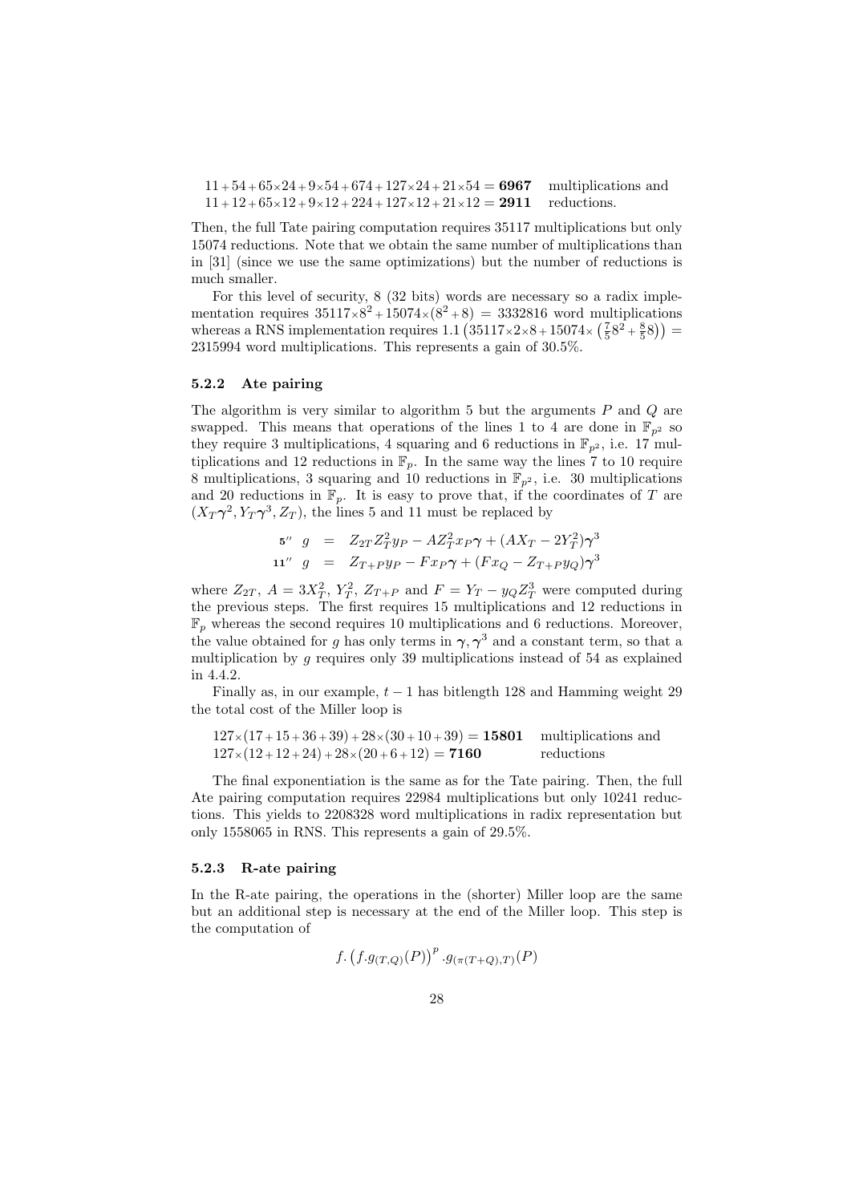$11+54+65\times24+9\times54+674+127\times24+21\times54 = \mathbf{6967}$ multiplications and
$11+12+65\times12+9\times12+224+127\times12+21\times12 = \mathbf{2911}$ reductions.

Then, the full Tate pairing computation requires 35117 multiplications but only 15074 reductions. Note that we obtain the same number of multiplications than in [31] (since we use the same optimizations) but the number of reductions is much smaller.

For this level of security, 8 (32 bits) words are necessary so a radix implementation requires $35117\times8^2+15074\times(8^2+8) = 3332816$ word multiplications whereas a RNS implementation requires $1.1\left(35117\times2\times8+15074\times\left(\frac{7}{5}8^2+\frac{8}{5}8\right)\right) = 2315994$ word multiplications. This represents a gain of 30.5%.

### 5.2.2 Ate pairing

The algorithm is very similar to algorithm 5 but the arguments $P$ and $Q$ are swapped. This means that operations of the lines 1 to 4 are done in $\mathbb{F}_{p^2}$ so they require 3 multiplications, 4 squaring and 6 reductions in $\mathbb{F}_{p^2}$, i.e. 17 multiplications and 12 reductions in $\mathbb{F}_p$. In the same way the lines 7 to 10 require 8 multiplications, 3 squaring and 10 reductions in $\mathbb{F}_{p^2}$, i.e. 30 multiplications and 20 reductions in $\mathbb{F}_p$. It is easy to prove that, if the coordinates of $T$ are $(X_T\boldsymbol{\gamma}^2, Y_T\boldsymbol{\gamma}^3, Z_T)$, the lines 5 and 11 must be replaced by

$$
\begin{aligned}
\mathbf{5''}\quad g &= Z_{2T}Z_T^2 y_P - AZ_T^2 x_P\boldsymbol{\gamma} + (AX_T - 2Y_T^2)\boldsymbol{\gamma}^3 \\
\mathbf{11''}\quad g &= Z_{T+P}y_P - Fx_P\boldsymbol{\gamma} + (Fx_Q - Z_{T+P}y_Q)\boldsymbol{\gamma}^3
\end{aligned}
$$

where $Z_{2T}$, $A = 3X_T^2$, $Y_T^2$, $Z_{T+P}$ and $F = Y_T - y_Q Z_T^3$ were computed during the previous steps. The first requires 15 multiplications and 12 reductions in $\mathbb{F}_p$ whereas the second requires 10 multiplications and 6 reductions. Moreover, the value obtained for $g$ has only terms in $\boldsymbol{\gamma}, \boldsymbol{\gamma}^3$ and a constant term, so that a multiplication by $g$ requires only 39 multiplications instead of 54 as explained in 4.4.2.

Finally as, in our example, $t-1$ has bitlength 128 and Hamming weight 29 the total cost of the Miller loop is

$127\times(17+15+36+39)+28\times(30+10+39) = \mathbf{15801}$ multiplications and
$127\times(12+12+24)+28\times(20+6+12) = \mathbf{7160}$ reductions

The final exponentiation is the same as for the Tate pairing. Then, the full Ate pairing computation requires 22984 multiplications but only 10241 reductions. This yields to 2208328 word multiplications in radix representation but only 1558065 in RNS. This represents a gain of 29.5%.

### 5.2.3 R-ate pairing

In the R-ate pairing, the operations in the (shorter) Miller loop are the same but an additional step is necessary at the end of the Miller loop. This step is the computation of

$$
f.\left(f.g_{(T,Q)}(P)\right)^p.g_{(\pi(T+Q),T)}(P)
$$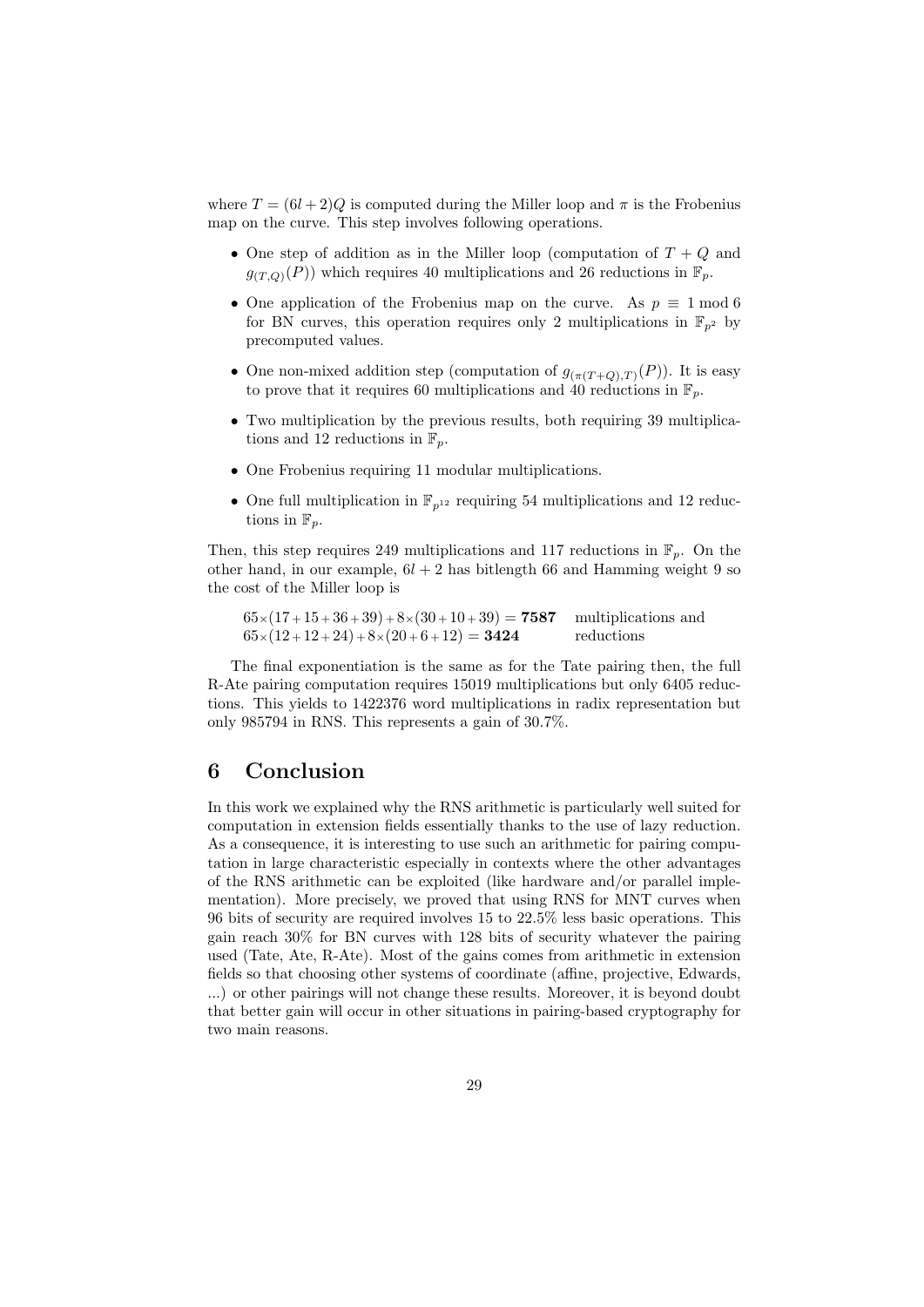where $T = (6l + 2)Q$ is computed during the Miller loop and $\pi$ is the Frobenius map on the curve. This step involves following operations.

- One step of addition as in the Miller loop (computation of $T + Q$ and $g_{(T,Q)}(P)$) which requires 40 multiplications and 26 reductions in $\mathbb{F}_p$.
- One application of the Frobenius map on the curve. As $p \equiv 1 \bmod 6$ for BN curves, this operation requires only 2 multiplications in $\mathbb{F}_{p^2}$ by precomputed values.
- One non-mixed addition step (computation of $g_{(\pi(T+Q),T)}(P)$). It is easy to prove that it requires 60 multiplications and 40 reductions in $\mathbb{F}_p$.
- Two multiplication by the previous results, both requiring 39 multiplications and 12 reductions in $\mathbb{F}_p$.
- One Frobenius requiring 11 modular multiplications.
- One full multiplication in $\mathbb{F}_{p^{12}}$ requiring 54 multiplications and 12 reductions in $\mathbb{F}_p$.

Then, this step requires 249 multiplications and 117 reductions in $\mathbb{F}_p$. On the other hand, in our example, $6l + 2$ has bitlength 66 and Hamming weight 9 so the cost of the Miller loop is

$65 \times (17 + 15 + 36 + 39) + 8 \times (30 + 10 + 39) = \mathbf{7587}$ multiplications and
$65 \times (12 + 12 + 24) + 8 \times (20 + 6 + 12) = \mathbf{3424}$ reductions

The final exponentiation is the same as for the Tate pairing then, the full R-Ate pairing computation requires 15019 multiplications but only 6405 reductions. This yields to 1422376 word multiplications in radix representation but only 985794 in RNS. This represents a gain of 30.7%.

# 6 Conclusion

In this work we explained why the RNS arithmetic is particularly well suited for computation in extension fields essentially thanks to the use of lazy reduction. As a consequence, it is interesting to use such an arithmetic for pairing computation in large characteristic especially in contexts where the other advantages of the RNS arithmetic can be exploited (like hardware and/or parallel implementation). More precisely, we proved that using RNS for MNT curves when 96 bits of security are required involves 15 to 22.5% less basic operations. This gain reach 30% for BN curves with 128 bits of security whatever the pairing used (Tate, Ate, R-Ate). Most of the gains comes from arithmetic in extension fields so that choosing other systems of coordinate (affine, projective, Edwards, ...) or other pairings will not change these results. Moreover, it is beyond doubt that better gain will occur in other situations in pairing-based cryptography for two main reasons.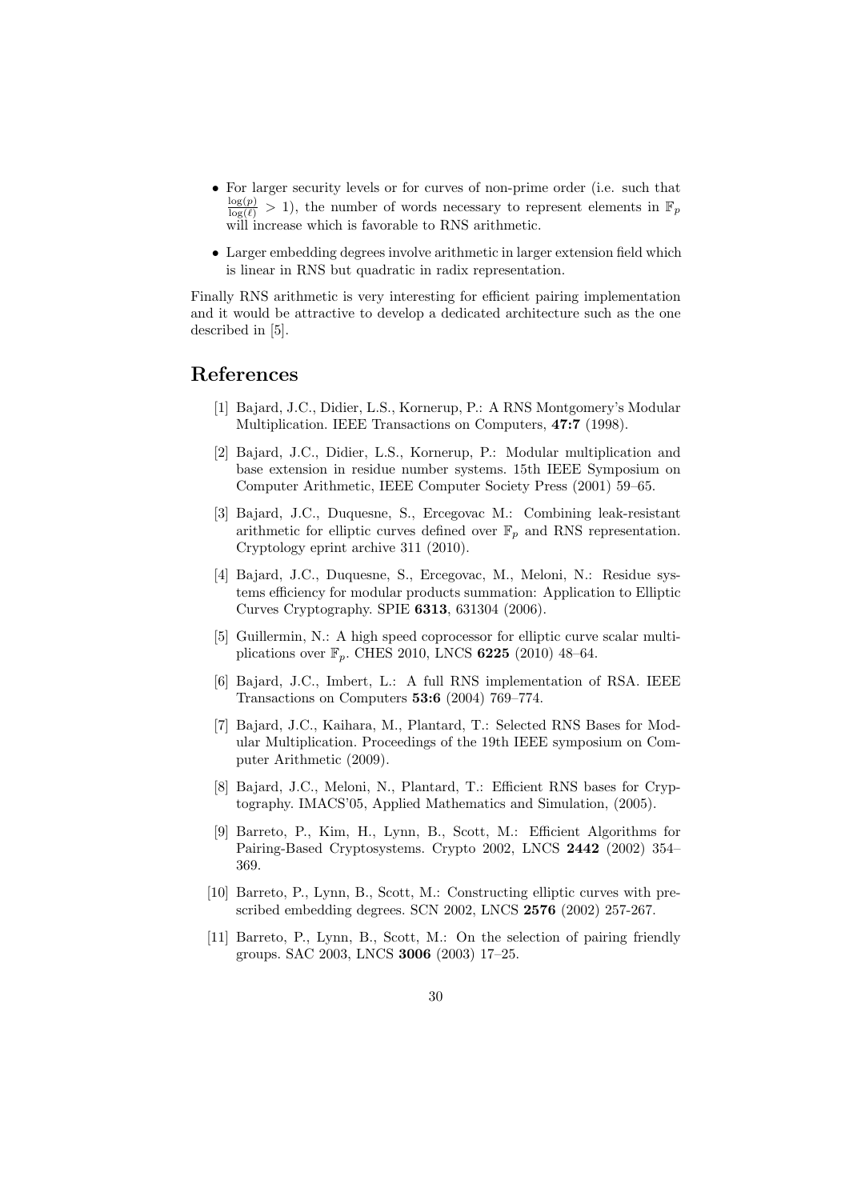- For larger security levels or for curves of non-prime order (i.e. such that $\frac{\log(p)}{\log(\ell)} > 1$), the number of words necessary to represent elements in $\mathbb{F}_p$ will increase which is favorable to RNS arithmetic.
- Larger embedding degrees involve arithmetic in larger extension field which is linear in RNS but quadratic in radix representation.

Finally RNS arithmetic is very interesting for efficient pairing implementation and it would be attractive to develop a dedicated architecture such as the one described in [5].

## References

[1] Bajard, J.C., Didier, L.S., Kornerup, P.: A RNS Montgomery's Modular Multiplication. IEEE Transactions on Computers, **47:7** (1998).

[2] Bajard, J.C., Didier, L.S., Kornerup, P.: Modular multiplication and base extension in residue number systems. 15th IEEE Symposium on Computer Arithmetic, IEEE Computer Society Press (2001) 59–65.

[3] Bajard, J.C., Duquesne, S., Ercegovac M.: Combining leak-resistant arithmetic for elliptic curves defined over $\mathbb{F}_p$ and RNS representation. Cryptology eprint archive 311 (2010).

[4] Bajard, J.C., Duquesne, S., Ercegovac, M., Meloni, N.: Residue systems efficiency for modular products summation: Application to Elliptic Curves Cryptography. SPIE **6313**, 631304 (2006).

[5] Guillermin, N.: A high speed coprocessor for elliptic curve scalar multiplications over $\mathbb{F}_p$. CHES 2010, LNCS **6225** (2010) 48–64.

[6] Bajard, J.C., Imbert, L.: A full RNS implementation of RSA. IEEE Transactions on Computers **53:6** (2004) 769–774.

[7] Bajard, J.C., Kaihara, M., Plantard, T.: Selected RNS Bases for Modular Multiplication. Proceedings of the 19th IEEE symposium on Computer Arithmetic (2009).

[8] Bajard, J.C., Meloni, N., Plantard, T.: Efficient RNS bases for Cryptography. IMACS'05, Applied Mathematics and Simulation, (2005).

[9] Barreto, P., Kim, H., Lynn, B., Scott, M.: Efficient Algorithms for Pairing-Based Cryptosystems. Crypto 2002, LNCS **2442** (2002) 354–369.

[10] Barreto, P., Lynn, B., Scott, M.: Constructing elliptic curves with prescribed embedding degrees. SCN 2002, LNCS **2576** (2002) 257-267.

[11] Barreto, P., Lynn, B., Scott, M.: On the selection of pairing friendly groups. SAC 2003, LNCS **3006** (2003) 17–25.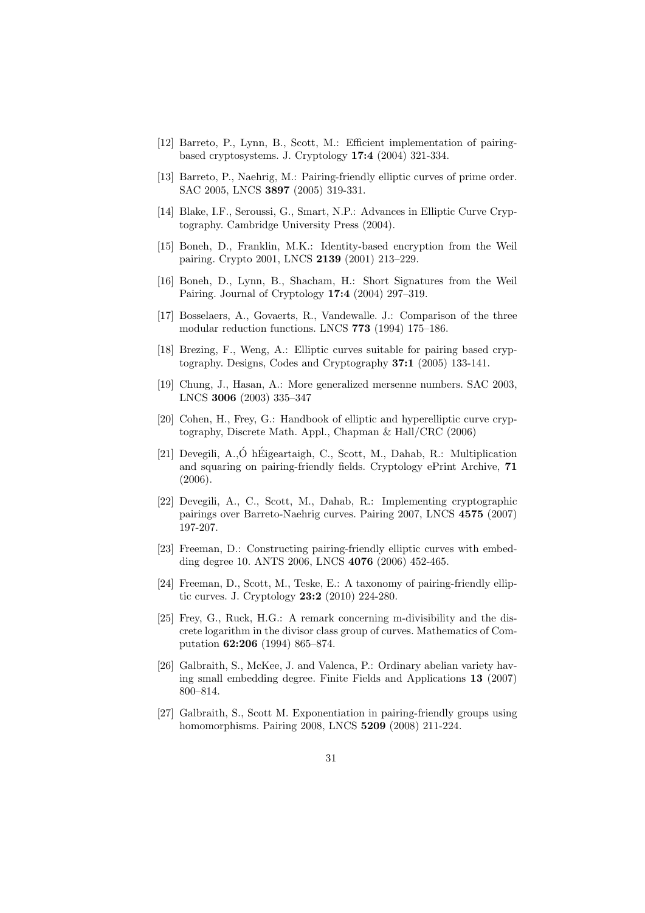[12] Barreto, P., Lynn, B., Scott, M.: Efficient implementation of pairing-based cryptosystems. J. Cryptology **17:4** (2004) 321-334.

[13] Barreto, P., Naehrig, M.: Pairing-friendly elliptic curves of prime order. SAC 2005, LNCS **3897** (2005) 319-331.

[14] Blake, I.F., Seroussi, G., Smart, N.P.: Advances in Elliptic Curve Cryptography. Cambridge University Press (2004).

[15] Boneh, D., Franklin, M.K.: Identity-based encryption from the Weil pairing. Crypto 2001, LNCS **2139** (2001) 213–229.

[16] Boneh, D., Lynn, B., Shacham, H.: Short Signatures from the Weil Pairing. Journal of Cryptology **17:4** (2004) 297–319.

[17] Bosselaers, A., Govaerts, R., Vandewalle. J.: Comparison of the three modular reduction functions. LNCS **773** (1994) 175–186.

[18] Brezing, F., Weng, A.: Elliptic curves suitable for pairing based cryptography. Designs, Codes and Cryptography **37:1** (2005) 133-141.

[19] Chung, J., Hasan, A.: More generalized mersenne numbers. SAC 2003, LNCS **3006** (2003) 335–347

[20] Cohen, H., Frey, G.: Handbook of elliptic and hyperelliptic curve cryptography, Discrete Math. Appl., Chapman & Hall/CRC (2006)

[21] Devegili, A.,Ó hÉigeartaigh, C., Scott, M., Dahab, R.: Multiplication and squaring on pairing-friendly fields. Cryptology ePrint Archive, **71** (2006).

[22] Devegili, A., C., Scott, M., Dahab, R.: Implementing cryptographic pairings over Barreto-Naehrig curves. Pairing 2007, LNCS **4575** (2007) 197-207.

[23] Freeman, D.: Constructing pairing-friendly elliptic curves with embedding degree 10. ANTS 2006, LNCS **4076** (2006) 452-465.

[24] Freeman, D., Scott, M., Teske, E.: A taxonomy of pairing-friendly elliptic curves. J. Cryptology **23:2** (2010) 224-280.

[25] Frey, G., Ruck, H.G.: A remark concerning m-divisibility and the discrete logarithm in the divisor class group of curves. Mathematics of Computation **62:206** (1994) 865–874.

[26] Galbraith, S., McKee, J. and Valenca, P.: Ordinary abelian variety having small embedding degree. Finite Fields and Applications **13** (2007) 800–814.

[27] Galbraith, S., Scott M. Exponentiation in pairing-friendly groups using homomorphisms. Pairing 2008, LNCS **5209** (2008) 211-224.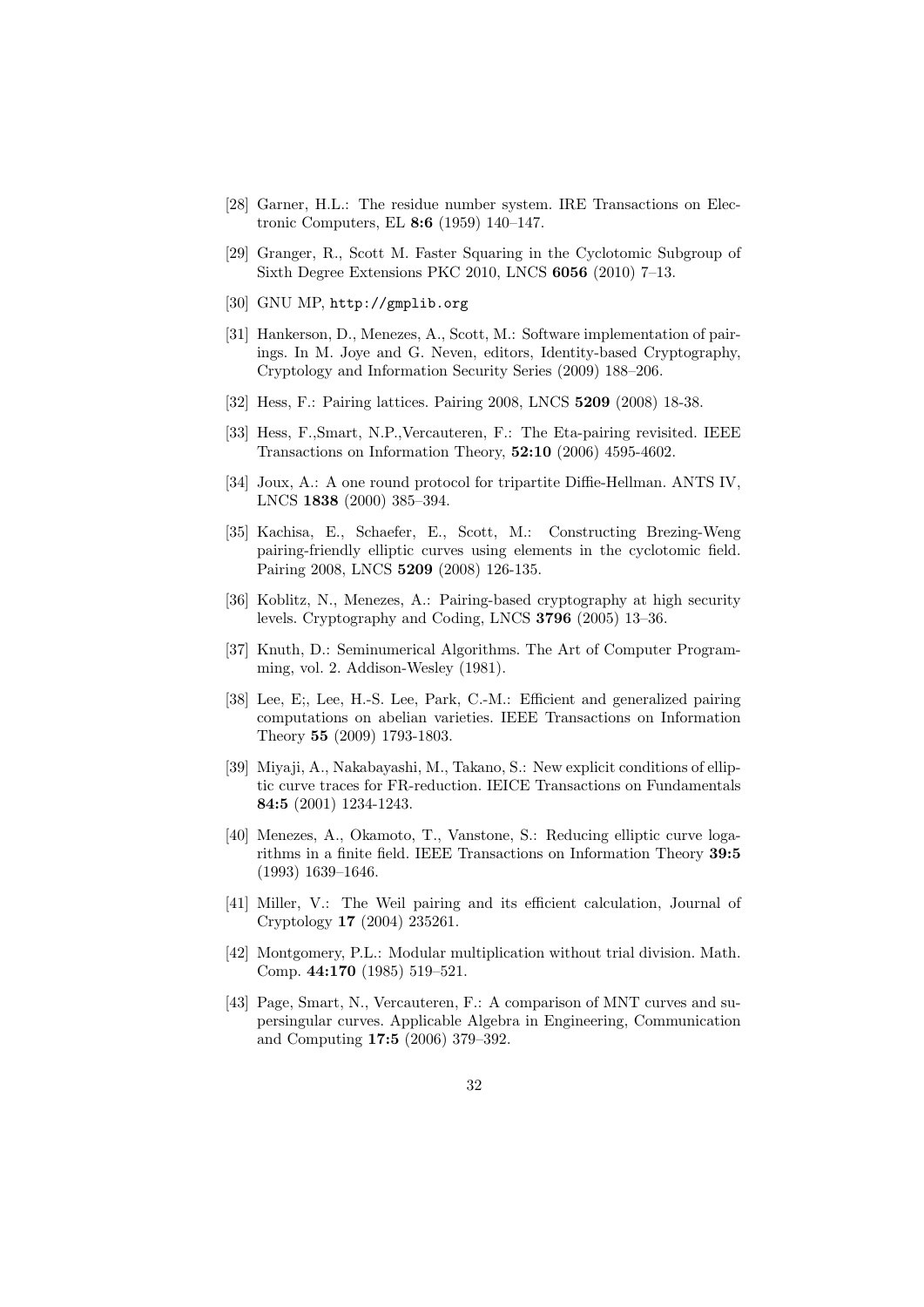[28] Garner, H.L.: The residue number system. IRE Transactions on Electronic Computers, EL **8:6** (1959) 140–147.

[29] Granger, R., Scott M. Faster Squaring in the Cyclotomic Subgroup of Sixth Degree Extensions PKC 2010, LNCS **6056** (2010) 7–13.

[30] GNU MP, `http://gmplib.org`

[31] Hankerson, D., Menezes, A., Scott, M.: Software implementation of pairings. In M. Joye and G. Neven, editors, Identity-based Cryptography, Cryptology and Information Security Series (2009) 188–206.

[32] Hess, F.: Pairing lattices. Pairing 2008, LNCS **5209** (2008) 18-38.

[33] Hess, F.,Smart, N.P.,Vercauteren, F.: The Eta-pairing revisited. IEEE Transactions on Information Theory, **52:10** (2006) 4595-4602.

[34] Joux, A.: A one round protocol for tripartite Diffie-Hellman. ANTS IV, LNCS **1838** (2000) 385–394.

[35] Kachisa, E., Schaefer, E., Scott, M.: Constructing Brezing-Weng pairing-friendly elliptic curves using elements in the cyclotomic field. Pairing 2008, LNCS **5209** (2008) 126-135.

[36] Koblitz, N., Menezes, A.: Pairing-based cryptography at high security levels. Cryptography and Coding, LNCS **3796** (2005) 13–36.

[37] Knuth, D.: Seminumerical Algorithms. The Art of Computer Programming, vol. 2. Addison-Wesley (1981).

[38] Lee, E;, Lee, H.-S. Lee, Park, C.-M.: Efficient and generalized pairing computations on abelian varieties. IEEE Transactions on Information Theory **55** (2009) 1793-1803.

[39] Miyaji, A., Nakabayashi, M., Takano, S.: New explicit conditions of elliptic curve traces for FR-reduction. IEICE Transactions on Fundamentals **84:5** (2001) 1234-1243.

[40] Menezes, A., Okamoto, T., Vanstone, S.: Reducing elliptic curve logarithms in a finite field. IEEE Transactions on Information Theory **39:5** (1993) 1639–1646.

[41] Miller, V.: The Weil pairing and its efficient calculation, Journal of Cryptology **17** (2004) 235261.

[42] Montgomery, P.L.: Modular multiplication without trial division. Math. Comp. **44:170** (1985) 519–521.

[43] Page, Smart, N., Vercauteren, F.: A comparison of MNT curves and supersingular curves. Applicable Algebra in Engineering, Communication and Computing **17:5** (2006) 379–392.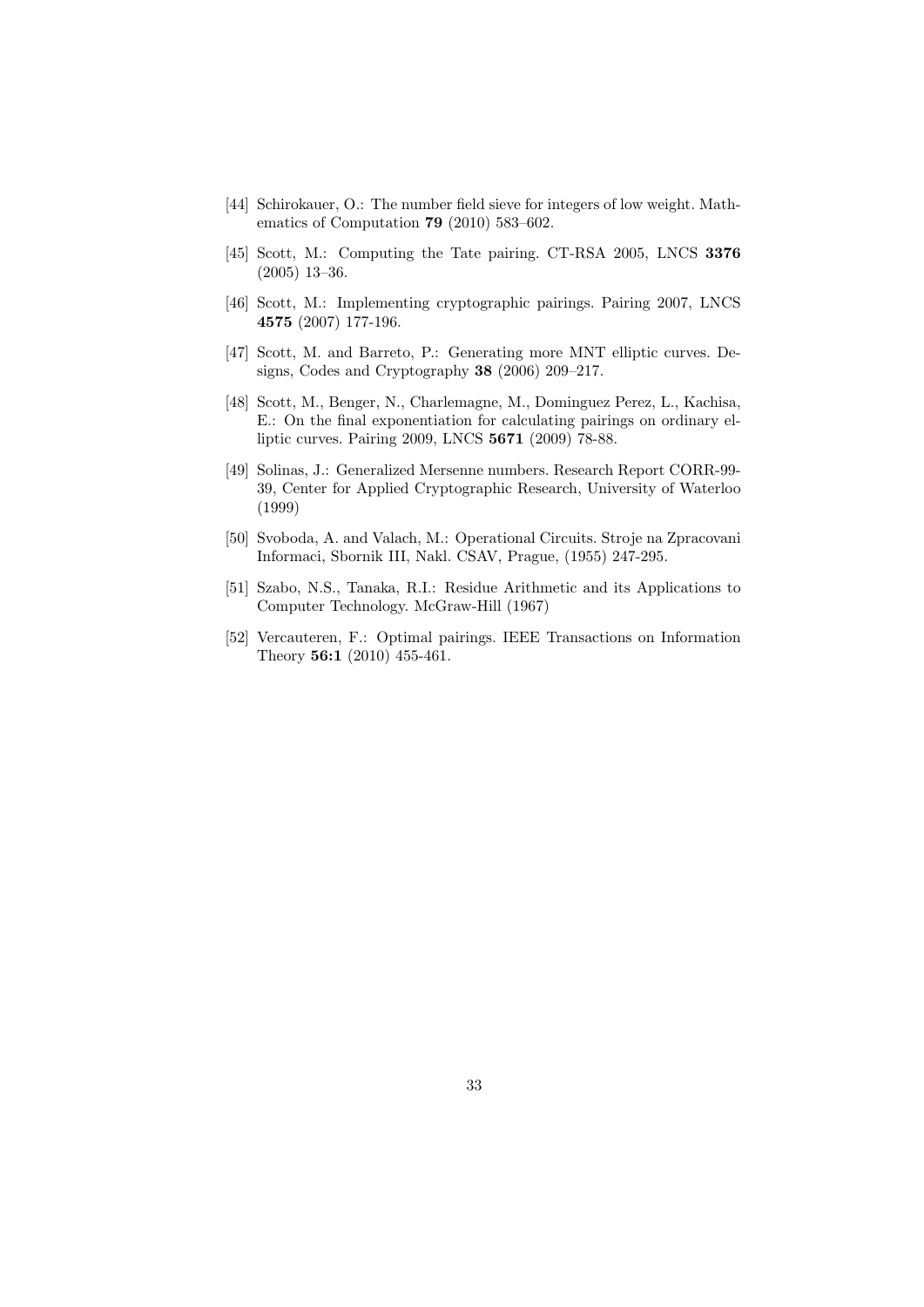[44] Schirokauer, O.: The number field sieve for integers of low weight. Mathematics of Computation **79** (2010) 583–602.

[45] Scott, M.: Computing the Tate pairing. CT-RSA 2005, LNCS **3376** (2005) 13–36.

[46] Scott, M.: Implementing cryptographic pairings. Pairing 2007, LNCS **4575** (2007) 177-196.

[47] Scott, M. and Barreto, P.: Generating more MNT elliptic curves. Designs, Codes and Cryptography **38** (2006) 209–217.

[48] Scott, M., Benger, N., Charlemagne, M., Dominguez Perez, L., Kachisa, E.: On the final exponentiation for calculating pairings on ordinary elliptic curves. Pairing 2009, LNCS **5671** (2009) 78-88.

[49] Solinas, J.: Generalized Mersenne numbers. Research Report CORR-99-39, Center for Applied Cryptographic Research, University of Waterloo (1999)

[50] Svoboda, A. and Valach, M.: Operational Circuits. Stroje na Zpracovani Informaci, Sbornik III, Nakl. CSAV, Prague, (1955) 247-295.

[51] Szabo, N.S., Tanaka, R.I.: Residue Arithmetic and its Applications to Computer Technology. McGraw-Hill (1967)

[52] Vercauteren, F.: Optimal pairings. IEEE Transactions on Information Theory **56:1** (2010) 455-461.